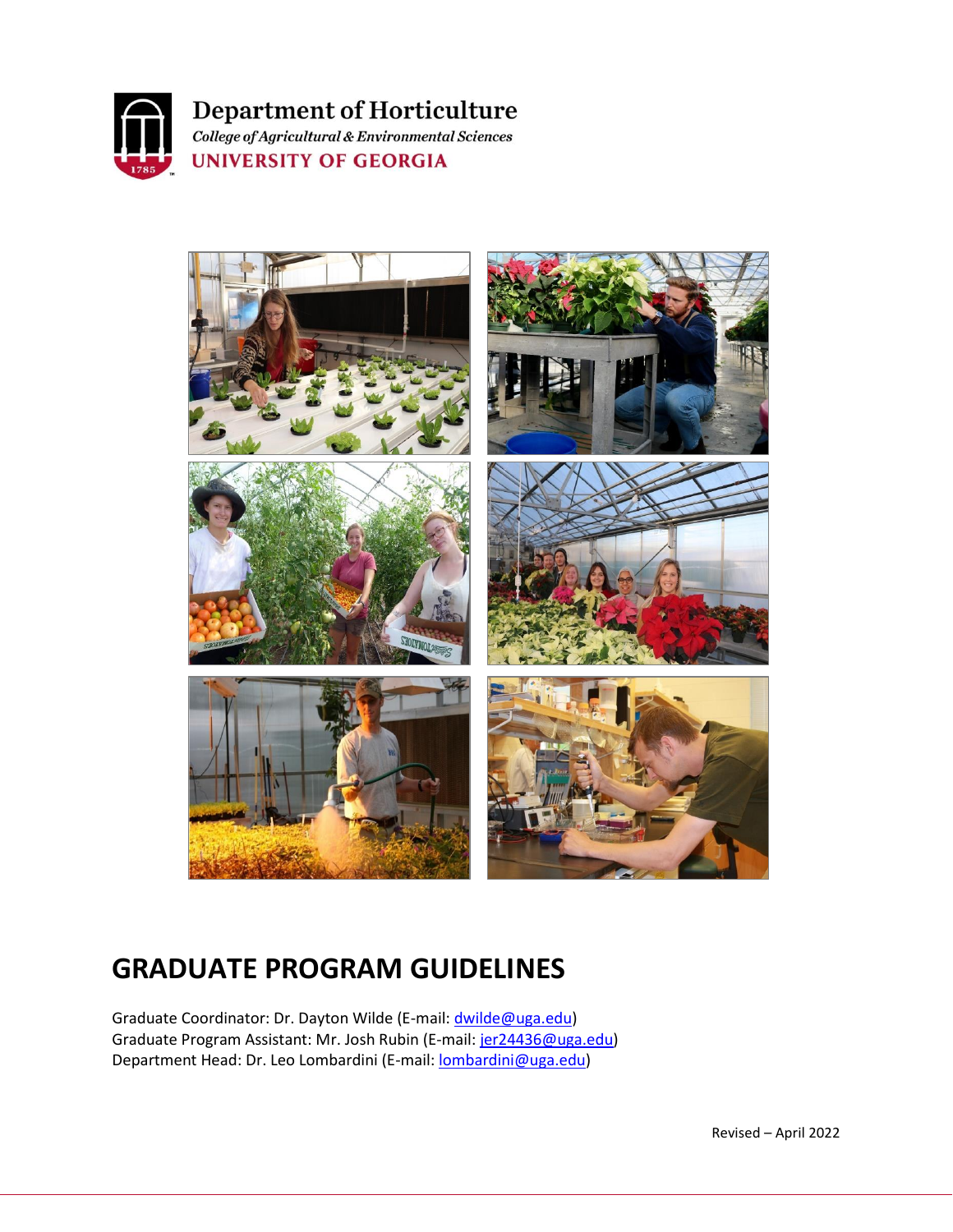# Department of Horticulture

*College of Agricultural & Environmental Sciences*

UNIVERSITY OF GEORGIA

# GRADUATE PROGRAM GUIDELINES

Graduate Coordinator: Dr. Dayton Wilde (E-mail: dwilde@uga.edu)
Graduate Program Assistant: Mr. Josh Rubin (E-mail: jer24436@uga.edu)
Department Head: Dr. Leo Lombardini (E-mail: lombardini@uga.edu)

Revised – April 2022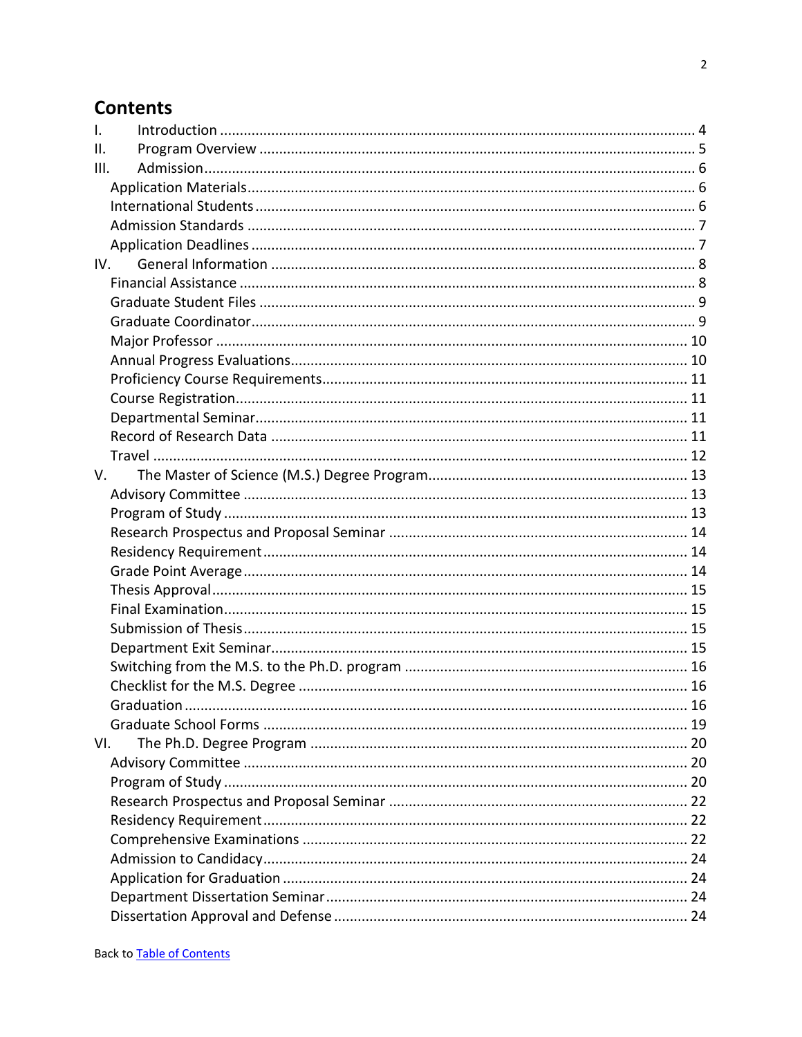## Contents

- I. Introduction ........ 4
- II. Program Overview ........ 5
- III. Admission ........ 6
  - Application Materials ........ 6
  - International Students ........ 6
  - Admission Standards ........ 7
  - Application Deadlines ........ 7
- IV. General Information ........ 8
  - Financial Assistance ........ 8
  - Graduate Student Files ........ 9
  - Graduate Coordinator ........ 9
  - Major Professor ........ 10
  - Annual Progress Evaluations ........ 10
  - Proficiency Course Requirements ........ 11
  - Course Registration ........ 11
  - Departmental Seminar ........ 11
  - Record of Research Data ........ 11
  - Travel ........ 12
- V. The Master of Science (M.S.) Degree Program ........ 13
  - Advisory Committee ........ 13
  - Program of Study ........ 13
  - Research Prospectus and Proposal Seminar ........ 14
  - Residency Requirement ........ 14
  - Grade Point Average ........ 14
  - Thesis Approval ........ 15
  - Final Examination ........ 15
  - Submission of Thesis ........ 15
  - Department Exit Seminar ........ 15
  - Switching from the M.S. to the Ph.D. program ........ 16
  - Checklist for the M.S. Degree ........ 16
  - Graduation ........ 16
  - Graduate School Forms ........ 19
- VI. The Ph.D. Degree Program ........ 20
  - Advisory Committee ........ 20
  - Program of Study ........ 20
  - Research Prospectus and Proposal Seminar ........ 22
  - Residency Requirement ........ 22
  - Comprehensive Examinations ........ 22
  - Admission to Candidacy ........ 24
  - Application for Graduation ........ 24
  - Department Dissertation Seminar ........ 24
  - Dissertation Approval and Defense ........ 24

Back to Table of Contents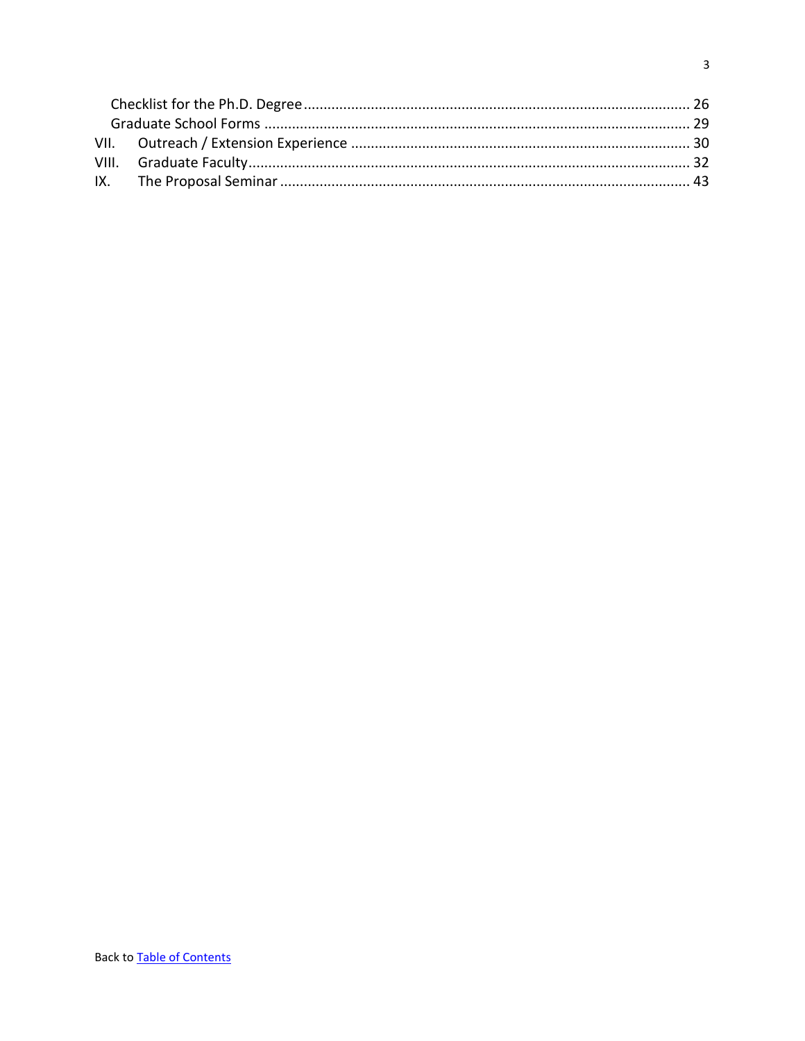Checklist for the Ph.D. Degree ........................................................................................ 26
Graduate School Forms ................................................................................................. 29
VII. Outreach / Extension Experience ............................................................................... 30
VIII. Graduate Faculty ......................................................................................................... 32
IX. The Proposal Seminar ................................................................................................... 43

Back to Table of Contents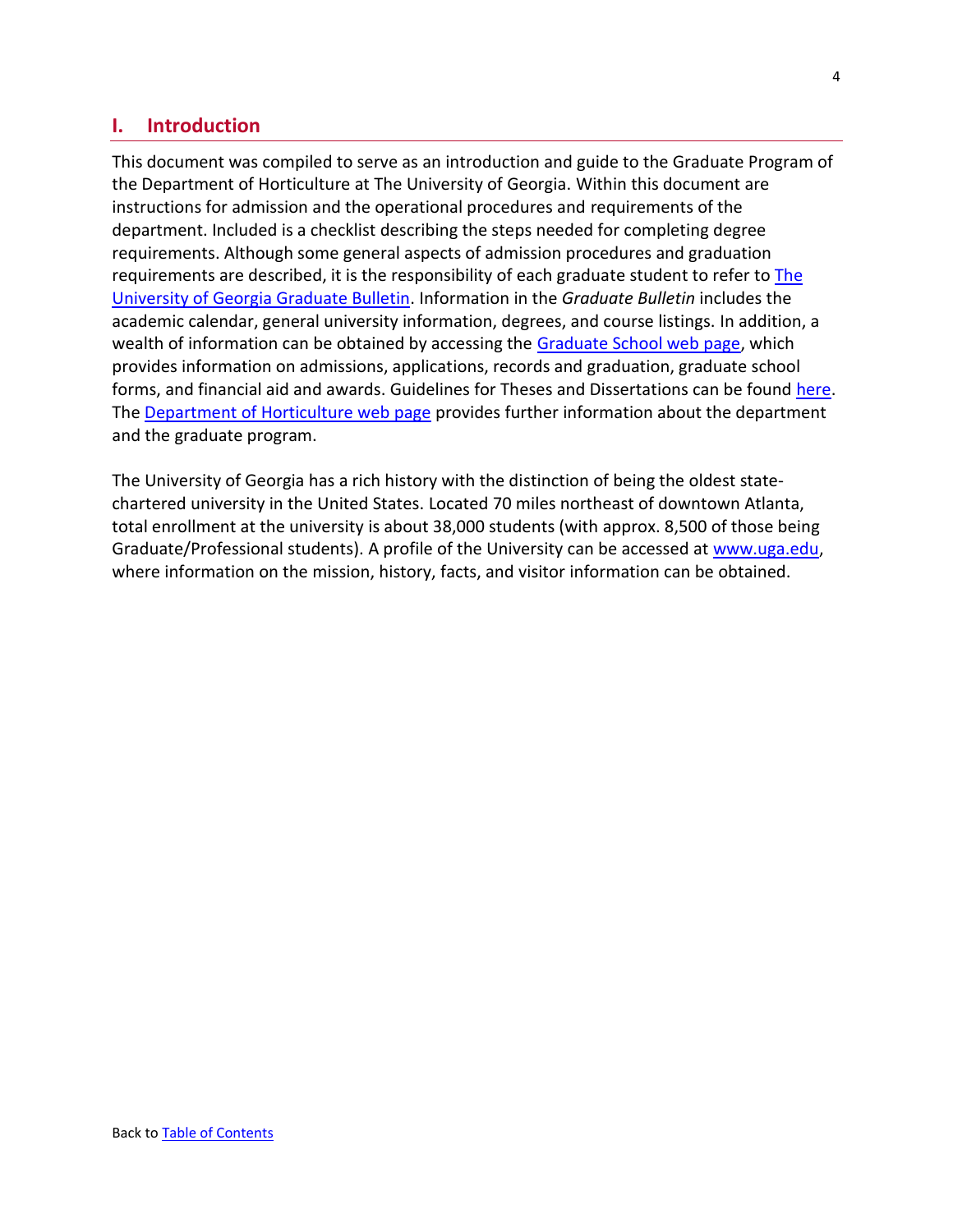## I. Introduction

This document was compiled to serve as an introduction and guide to the Graduate Program of the Department of Horticulture at The University of Georgia. Within this document are instructions for admission and the operational procedures and requirements of the department. Included is a checklist describing the steps needed for completing degree requirements. Although some general aspects of admission procedures and graduation requirements are described, it is the responsibility of each graduate student to refer to The University of Georgia Graduate Bulletin. Information in the *Graduate Bulletin* includes the academic calendar, general university information, degrees, and course listings. In addition, a wealth of information can be obtained by accessing the Graduate School web page, which provides information on admissions, applications, records and graduation, graduate school forms, and financial aid and awards. Guidelines for Theses and Dissertations can be found here. The Department of Horticulture web page provides further information about the department and the graduate program.

The University of Georgia has a rich history with the distinction of being the oldest state-chartered university in the United States. Located 70 miles northeast of downtown Atlanta, total enrollment at the university is about 38,000 students (with approx. 8,500 of those being Graduate/Professional students). A profile of the University can be accessed at www.uga.edu, where information on the mission, history, facts, and visitor information can be obtained.

Back to Table of Contents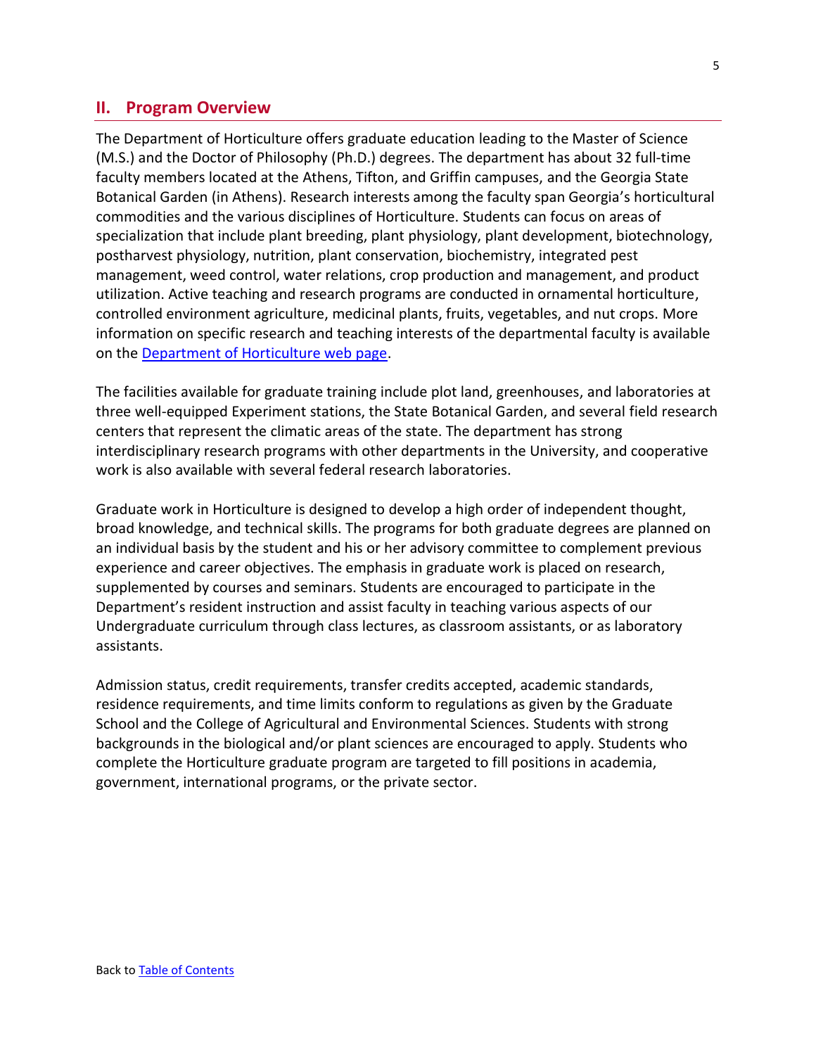## II. Program Overview

The Department of Horticulture offers graduate education leading to the Master of Science (M.S.) and the Doctor of Philosophy (Ph.D.) degrees. The department has about 32 full-time faculty members located at the Athens, Tifton, and Griffin campuses, and the Georgia State Botanical Garden (in Athens). Research interests among the faculty span Georgia's horticultural commodities and the various disciplines of Horticulture. Students can focus on areas of specialization that include plant breeding, plant physiology, plant development, biotechnology, postharvest physiology, nutrition, plant conservation, biochemistry, integrated pest management, weed control, water relations, crop production and management, and product utilization. Active teaching and research programs are conducted in ornamental horticulture, controlled environment agriculture, medicinal plants, fruits, vegetables, and nut crops. More information on specific research and teaching interests of the departmental faculty is available on the Department of Horticulture web page.

The facilities available for graduate training include plot land, greenhouses, and laboratories at three well-equipped Experiment stations, the State Botanical Garden, and several field research centers that represent the climatic areas of the state. The department has strong interdisciplinary research programs with other departments in the University, and cooperative work is also available with several federal research laboratories.

Graduate work in Horticulture is designed to develop a high order of independent thought, broad knowledge, and technical skills. The programs for both graduate degrees are planned on an individual basis by the student and his or her advisory committee to complement previous experience and career objectives. The emphasis in graduate work is placed on research, supplemented by courses and seminars. Students are encouraged to participate in the Department's resident instruction and assist faculty in teaching various aspects of our Undergraduate curriculum through class lectures, as classroom assistants, or as laboratory assistants.

Admission status, credit requirements, transfer credits accepted, academic standards, residence requirements, and time limits conform to regulations as given by the Graduate School and the College of Agricultural and Environmental Sciences. Students with strong backgrounds in the biological and/or plant sciences are encouraged to apply. Students who complete the Horticulture graduate program are targeted to fill positions in academia, government, international programs, or the private sector.

Back to Table of Contents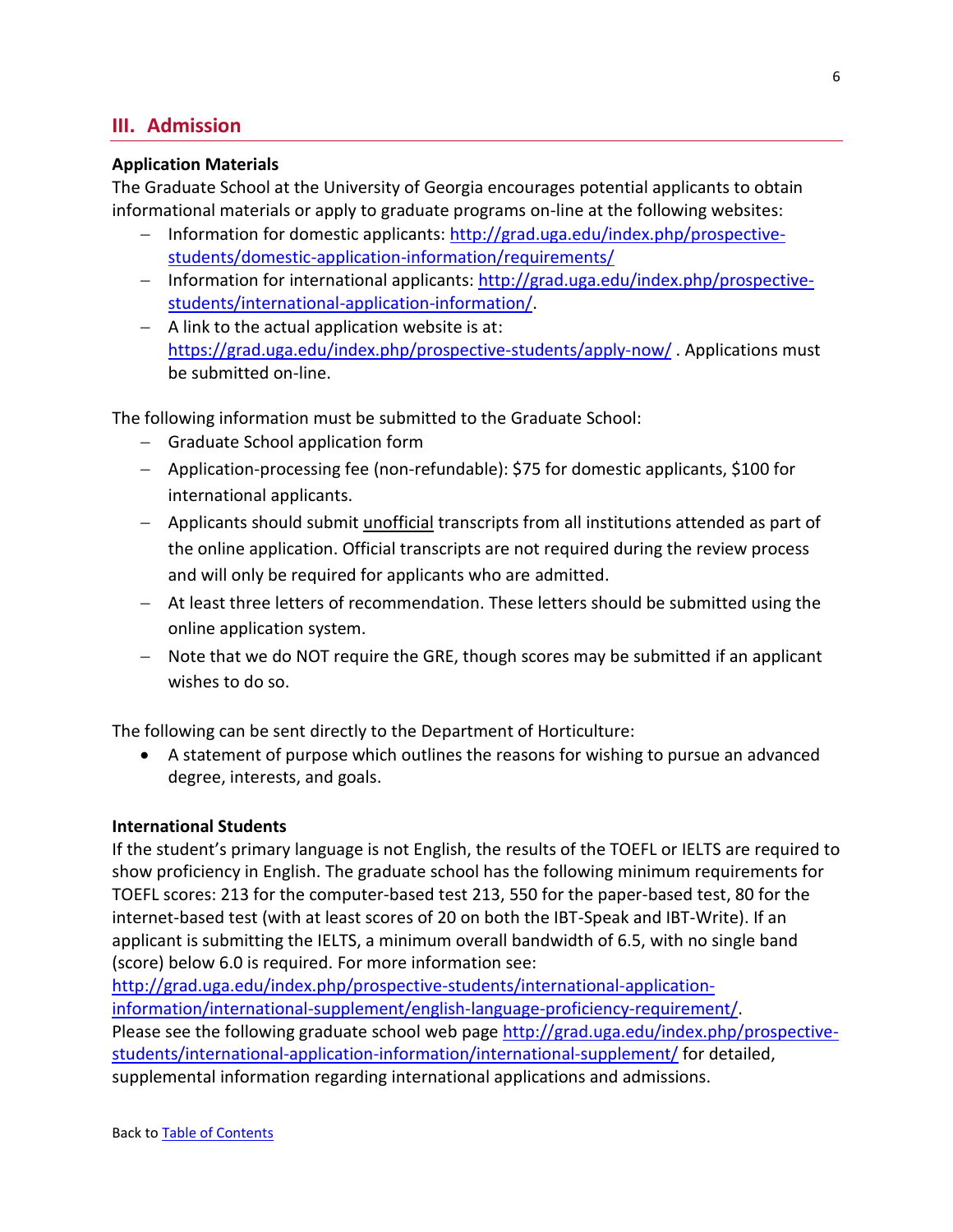## III. Admission

**Application Materials**

The Graduate School at the University of Georgia encourages potential applicants to obtain informational materials or apply to graduate programs on-line at the following websites:

- Information for domestic applicants: http://grad.uga.edu/index.php/prospective-students/domestic-application-information/requirements/
- Information for international applicants: http://grad.uga.edu/index.php/prospective-students/international-application-information/.
- A link to the actual application website is at: https://grad.uga.edu/index.php/prospective-students/apply-now/ . Applications must be submitted on-line.

The following information must be submitted to the Graduate School:

- Graduate School application form
- Application-processing fee (non-refundable): $75 for domestic applicants, $100 for international applicants.
- Applicants should submit unofficial transcripts from all institutions attended as part of the online application. Official transcripts are not required during the review process and will only be required for applicants who are admitted.
- At least three letters of recommendation. These letters should be submitted using the online application system.
- Note that we do NOT require the GRE, though scores may be submitted if an applicant wishes to do so.

The following can be sent directly to the Department of Horticulture:

- A statement of purpose which outlines the reasons for wishing to pursue an advanced degree, interests, and goals.

**International Students**

If the student's primary language is not English, the results of the TOEFL or IELTS are required to show proficiency in English. The graduate school has the following minimum requirements for TOEFL scores: 213 for the computer-based test 213, 550 for the paper-based test, 80 for the internet-based test (with at least scores of 20 on both the IBT-Speak and IBT-Write). If an applicant is submitting the IELTS, a minimum overall bandwidth of 6.5, with no single band (score) below 6.0 is required. For more information see: http://grad.uga.edu/index.php/prospective-students/international-application-information/international-supplement/english-language-proficiency-requirement/.
Please see the following graduate school web page http://grad.uga.edu/index.php/prospective-students/international-application-information/international-supplement/ for detailed, supplemental information regarding international applications and admissions.

Back to Table of Contents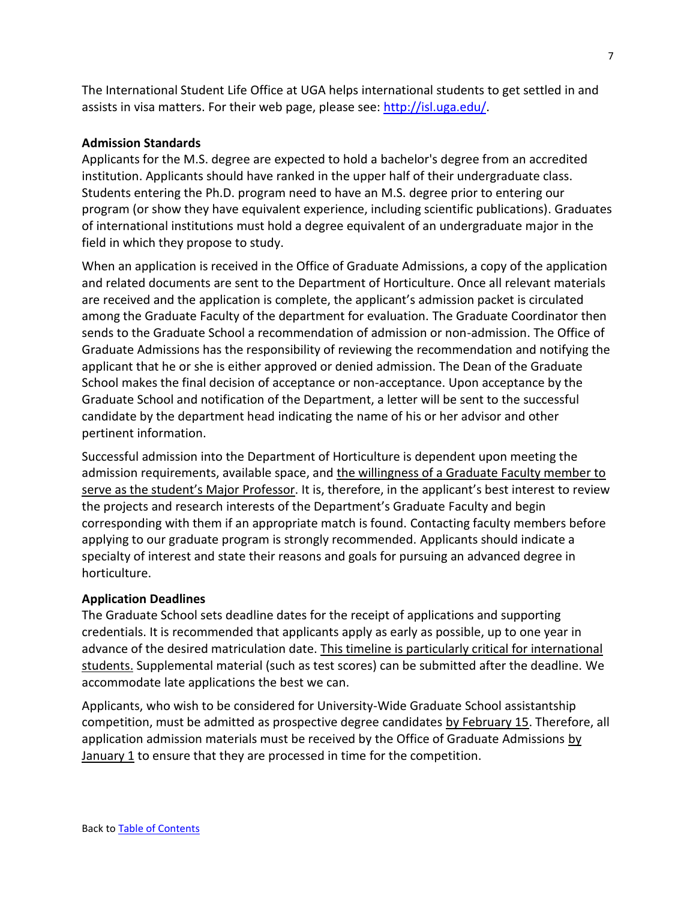The International Student Life Office at UGA helps international students to get settled in and assists in visa matters. For their web page, please see: [http://isl.uga.edu/](http://isl.uga.edu/).

**Admission Standards**

Applicants for the M.S. degree are expected to hold a bachelor's degree from an accredited institution. Applicants should have ranked in the upper half of their undergraduate class. Students entering the Ph.D. program need to have an M.S. degree prior to entering our program (or show they have equivalent experience, including scientific publications). Graduates of international institutions must hold a degree equivalent of an undergraduate major in the field in which they propose to study.

When an application is received in the Office of Graduate Admissions, a copy of the application and related documents are sent to the Department of Horticulture. Once all relevant materials are received and the application is complete, the applicant's admission packet is circulated among the Graduate Faculty of the department for evaluation. The Graduate Coordinator then sends to the Graduate School a recommendation of admission or non-admission. The Office of Graduate Admissions has the responsibility of reviewing the recommendation and notifying the applicant that he or she is either approved or denied admission. The Dean of the Graduate School makes the final decision of acceptance or non-acceptance. Upon acceptance by the Graduate School and notification of the Department, a letter will be sent to the successful candidate by the department head indicating the name of his or her advisor and other pertinent information.

Successful admission into the Department of Horticulture is dependent upon meeting the admission requirements, available space, and <u>the willingness of a Graduate Faculty member to serve as the student's Major Professor</u>. It is, therefore, in the applicant's best interest to review the projects and research interests of the Department's Graduate Faculty and begin corresponding with them if an appropriate match is found. Contacting faculty members before applying to our graduate program is strongly recommended. Applicants should indicate a specialty of interest and state their reasons and goals for pursuing an advanced degree in horticulture.

**Application Deadlines**

The Graduate School sets deadline dates for the receipt of applications and supporting credentials. It is recommended that applicants apply as early as possible, up to one year in advance of the desired matriculation date. <u>This timeline is particularly critical for international students.</u> Supplemental material (such as test scores) can be submitted after the deadline. We accommodate late applications the best we can.

Applicants, who wish to be considered for University-Wide Graduate School assistantship competition, must be admitted as prospective degree candidates <u>by February 15</u>. Therefore, all application admission materials must be received by the Office of Graduate Admissions <u>by January 1</u> to ensure that they are processed in time for the competition.

Back to [Table of Contents](#)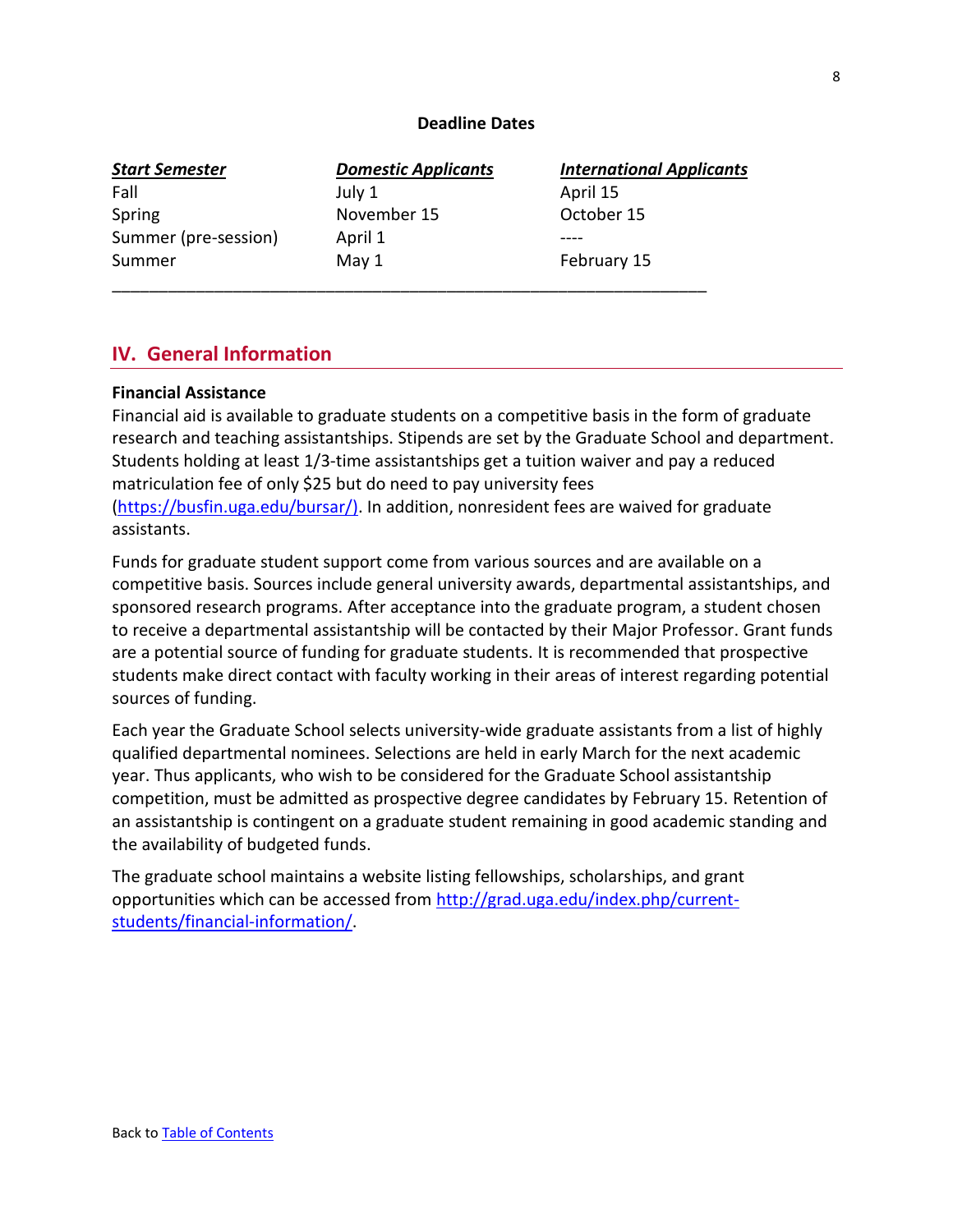**Deadline Dates**

| ***Start Semester*** | ***Domestic Applicants*** | ***International Applicants*** |
|---|---|---|
| Fall | July 1 | April 15 |
| Spring | November 15 | October 15 |
| Summer (pre-session) | April 1 | ---- |
| Summer | May 1 | February 15 |

## IV. General Information

**Financial Assistance**

Financial aid is available to graduate students on a competitive basis in the form of graduate research and teaching assistantships. Stipends are set by the Graduate School and department. Students holding at least 1/3-time assistantships get a tuition waiver and pay a reduced matriculation fee of only $25 but do need to pay university fees (https://busfin.uga.edu/bursar/). In addition, nonresident fees are waived for graduate assistants.

Funds for graduate student support come from various sources and are available on a competitive basis. Sources include general university awards, departmental assistantships, and sponsored research programs. After acceptance into the graduate program, a student chosen to receive a departmental assistantship will be contacted by their Major Professor. Grant funds are a potential source of funding for graduate students. It is recommended that prospective students make direct contact with faculty working in their areas of interest regarding potential sources of funding.

Each year the Graduate School selects university-wide graduate assistants from a list of highly qualified departmental nominees. Selections are held in early March for the next academic year. Thus applicants, who wish to be considered for the Graduate School assistantship competition, must be admitted as prospective degree candidates by February 15. Retention of an assistantship is contingent on a graduate student remaining in good academic standing and the availability of budgeted funds.

The graduate school maintains a website listing fellowships, scholarships, and grant opportunities which can be accessed from http://grad.uga.edu/index.php/current-students/financial-information/.

Back to Table of Contents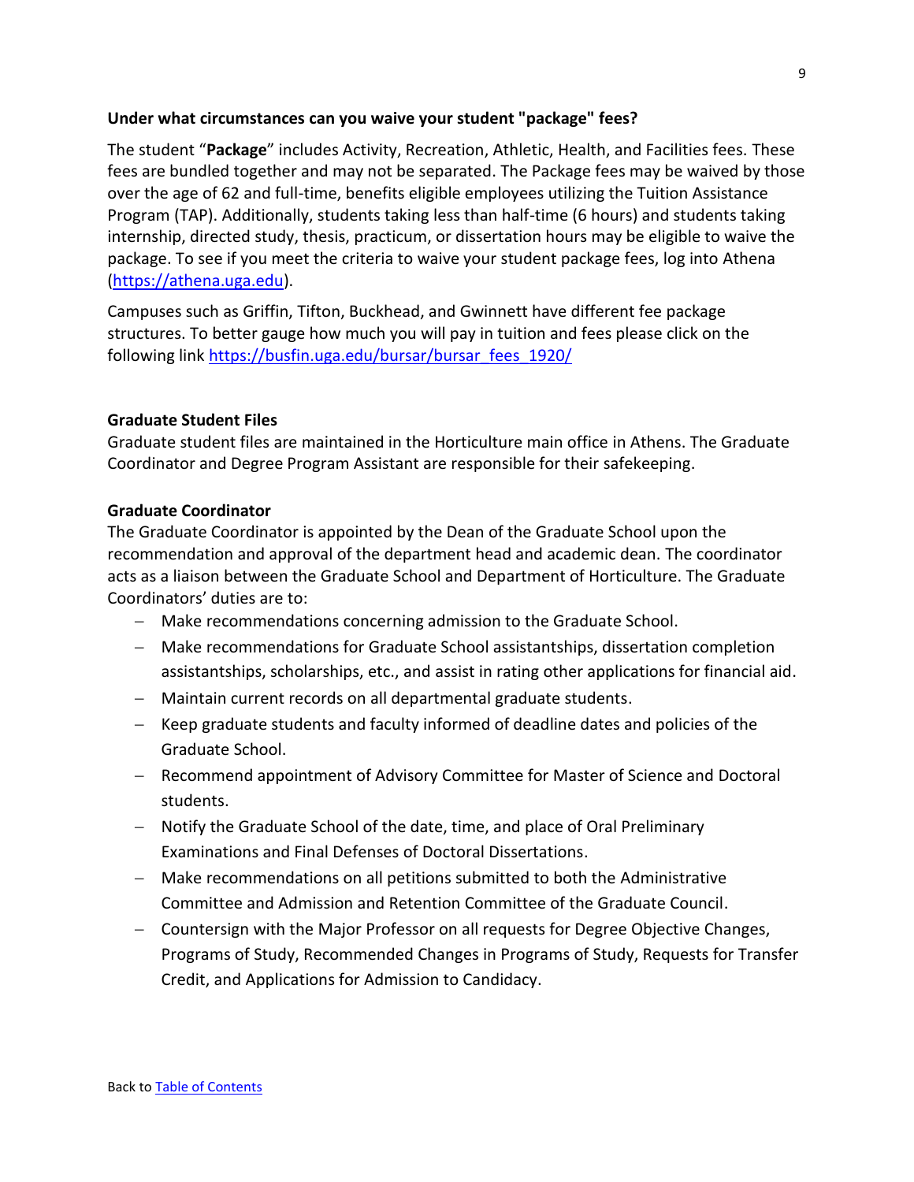**Under what circumstances can you waive your student "package" fees?**

The student "**Package**" includes Activity, Recreation, Athletic, Health, and Facilities fees. These fees are bundled together and may not be separated. The Package fees may be waived by those over the age of 62 and full-time, benefits eligible employees utilizing the Tuition Assistance Program (TAP). Additionally, students taking less than half-time (6 hours) and students taking internship, directed study, thesis, practicum, or dissertation hours may be eligible to waive the package. To see if you meet the criteria to waive your student package fees, log into Athena ([https://athena.uga.edu](https://athena.uga.edu)).

Campuses such as Griffin, Tifton, Buckhead, and Gwinnett have different fee package structures. To better gauge how much you will pay in tuition and fees please click on the following link [https://busfin.uga.edu/bursar/bursar_fees_1920/](https://busfin.uga.edu/bursar/bursar_fees_1920/)

**Graduate Student Files**

Graduate student files are maintained in the Horticulture main office in Athens. The Graduate Coordinator and Degree Program Assistant are responsible for their safekeeping.

**Graduate Coordinator**

The Graduate Coordinator is appointed by the Dean of the Graduate School upon the recommendation and approval of the department head and academic dean. The coordinator acts as a liaison between the Graduate School and Department of Horticulture. The Graduate Coordinators' duties are to:

- Make recommendations concerning admission to the Graduate School.
- Make recommendations for Graduate School assistantships, dissertation completion assistantships, scholarships, etc., and assist in rating other applications for financial aid.
- Maintain current records on all departmental graduate students.
- Keep graduate students and faculty informed of deadline dates and policies of the Graduate School.
- Recommend appointment of Advisory Committee for Master of Science and Doctoral students.
- Notify the Graduate School of the date, time, and place of Oral Preliminary Examinations and Final Defenses of Doctoral Dissertations.
- Make recommendations on all petitions submitted to both the Administrative Committee and Admission and Retention Committee of the Graduate Council.
- Countersign with the Major Professor on all requests for Degree Objective Changes, Programs of Study, Recommended Changes in Programs of Study, Requests for Transfer Credit, and Applications for Admission to Candidacy.

Back to Table of Contents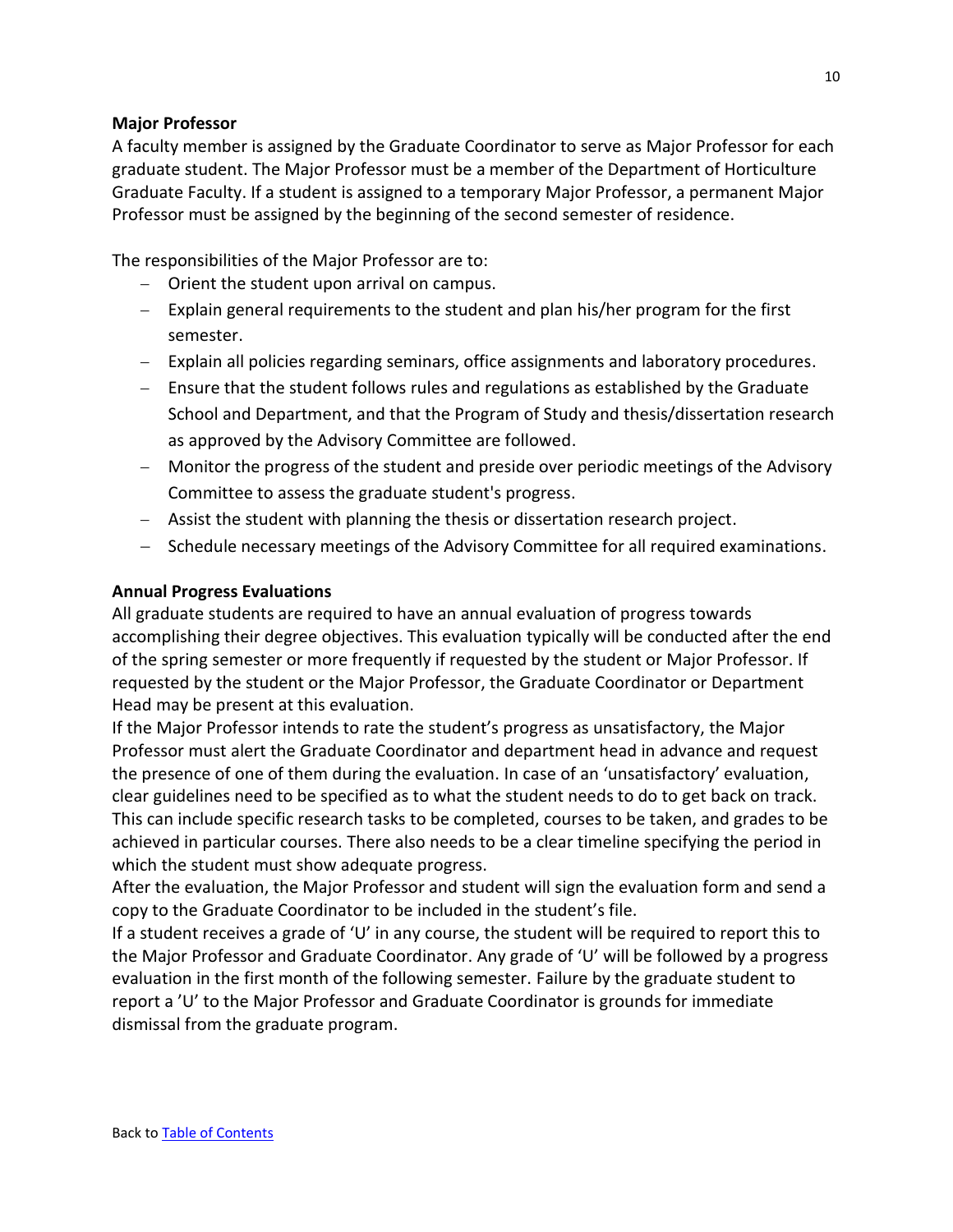**Major Professor**

A faculty member is assigned by the Graduate Coordinator to serve as Major Professor for each graduate student. The Major Professor must be a member of the Department of Horticulture Graduate Faculty. If a student is assigned to a temporary Major Professor, a permanent Major Professor must be assigned by the beginning of the second semester of residence.

The responsibilities of the Major Professor are to:

- Orient the student upon arrival on campus.
- Explain general requirements to the student and plan his/her program for the first semester.
- Explain all policies regarding seminars, office assignments and laboratory procedures.
- Ensure that the student follows rules and regulations as established by the Graduate School and Department, and that the Program of Study and thesis/dissertation research as approved by the Advisory Committee are followed.
- Monitor the progress of the student and preside over periodic meetings of the Advisory Committee to assess the graduate student's progress.
- Assist the student with planning the thesis or dissertation research project.
- Schedule necessary meetings of the Advisory Committee for all required examinations.

**Annual Progress Evaluations**

All graduate students are required to have an annual evaluation of progress towards accomplishing their degree objectives. This evaluation typically will be conducted after the end of the spring semester or more frequently if requested by the student or Major Professor. If requested by the student or the Major Professor, the Graduate Coordinator or Department Head may be present at this evaluation.

If the Major Professor intends to rate the student's progress as unsatisfactory, the Major Professor must alert the Graduate Coordinator and department head in advance and request the presence of one of them during the evaluation. In case of an 'unsatisfactory' evaluation, clear guidelines need to be specified as to what the student needs to do to get back on track. This can include specific research tasks to be completed, courses to be taken, and grades to be achieved in particular courses. There also needs to be a clear timeline specifying the period in which the student must show adequate progress.

After the evaluation, the Major Professor and student will sign the evaluation form and send a copy to the Graduate Coordinator to be included in the student's file.

If a student receives a grade of 'U' in any course, the student will be required to report this to the Major Professor and Graduate Coordinator. Any grade of 'U' will be followed by a progress evaluation in the first month of the following semester. Failure by the graduate student to report a 'U' to the Major Professor and Graduate Coordinator is grounds for immediate dismissal from the graduate program.

Back to [Table of Contents]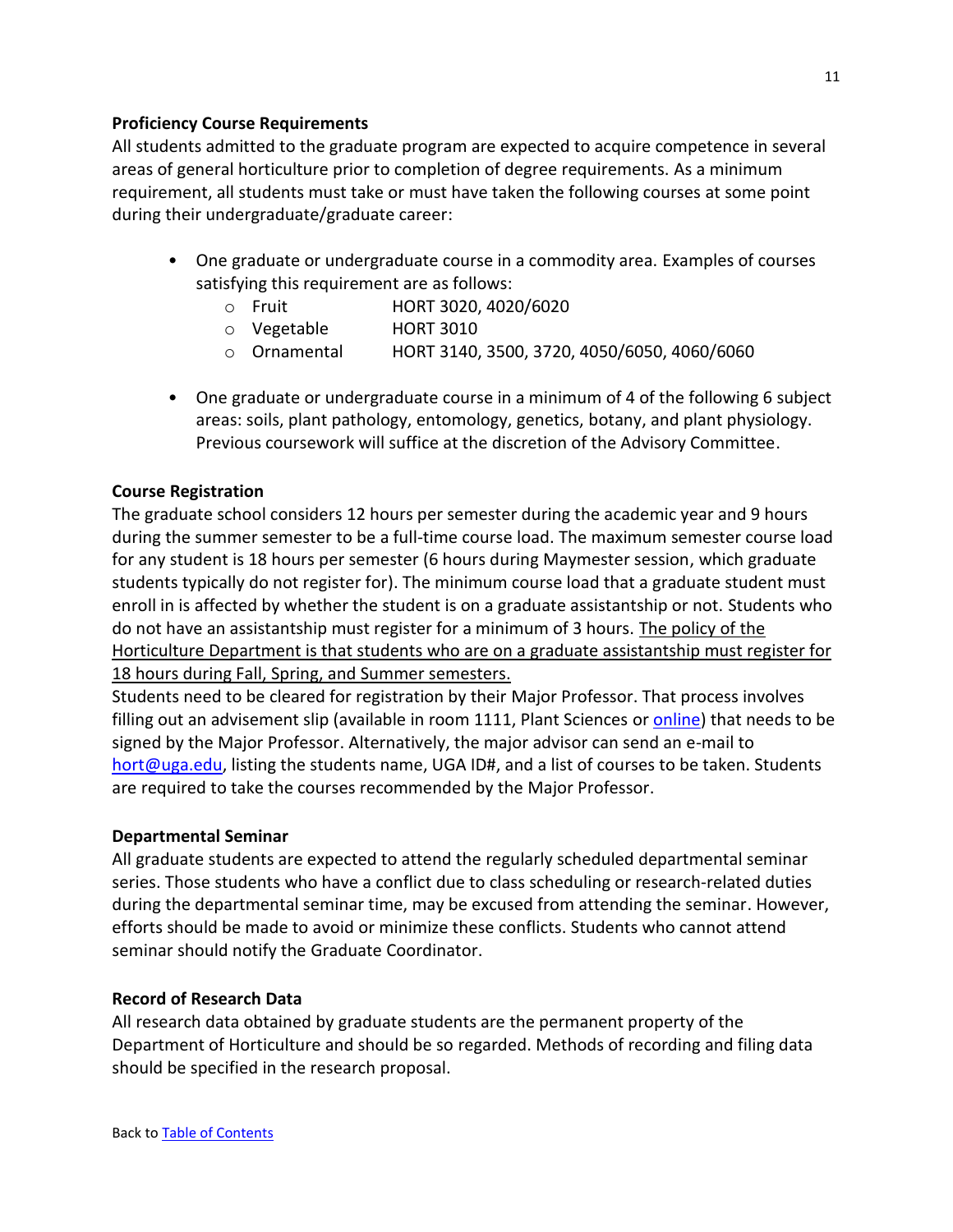### Proficiency Course Requirements

All students admitted to the graduate program are expected to acquire competence in several areas of general horticulture prior to completion of degree requirements. As a minimum requirement, all students must take or must have taken the following courses at some point during their undergraduate/graduate career:

- One graduate or undergraduate course in a commodity area. Examples of courses satisfying this requirement are as follows:
  - Fruit HORT 3020, 4020/6020
  - Vegetable HORT 3010
  - Ornamental HORT 3140, 3500, 3720, 4050/6050, 4060/6060

- One graduate or undergraduate course in a minimum of 4 of the following 6 subject areas: soils, plant pathology, entomology, genetics, botany, and plant physiology. Previous coursework will suffice at the discretion of the Advisory Committee.

### Course Registration

The graduate school considers 12 hours per semester during the academic year and 9 hours during the summer semester to be a full-time course load. The maximum semester course load for any student is 18 hours per semester (6 hours during Maymester session, which graduate students typically do not register for). The minimum course load that a graduate student must enroll in is affected by whether the student is on a graduate assistantship or not. Students who do not have an assistantship must register for a minimum of 3 hours. The policy of the Horticulture Department is that students who are on a graduate assistantship must register for 18 hours during Fall, Spring, and Summer semesters.

Students need to be cleared for registration by their Major Professor. That process involves filling out an advisement slip (available in room 1111, Plant Sciences or online) that needs to be signed by the Major Professor. Alternatively, the major advisor can send an e-mail to hort@uga.edu, listing the students name, UGA ID#, and a list of courses to be taken. Students are required to take the courses recommended by the Major Professor.

### Departmental Seminar

All graduate students are expected to attend the regularly scheduled departmental seminar series. Those students who have a conflict due to class scheduling or research-related duties during the departmental seminar time, may be excused from attending the seminar. However, efforts should be made to avoid or minimize these conflicts. Students who cannot attend seminar should notify the Graduate Coordinator.

### Record of Research Data

All research data obtained by graduate students are the permanent property of the Department of Horticulture and should be so regarded. Methods of recording and filing data should be specified in the research proposal.

Back to Table of Contents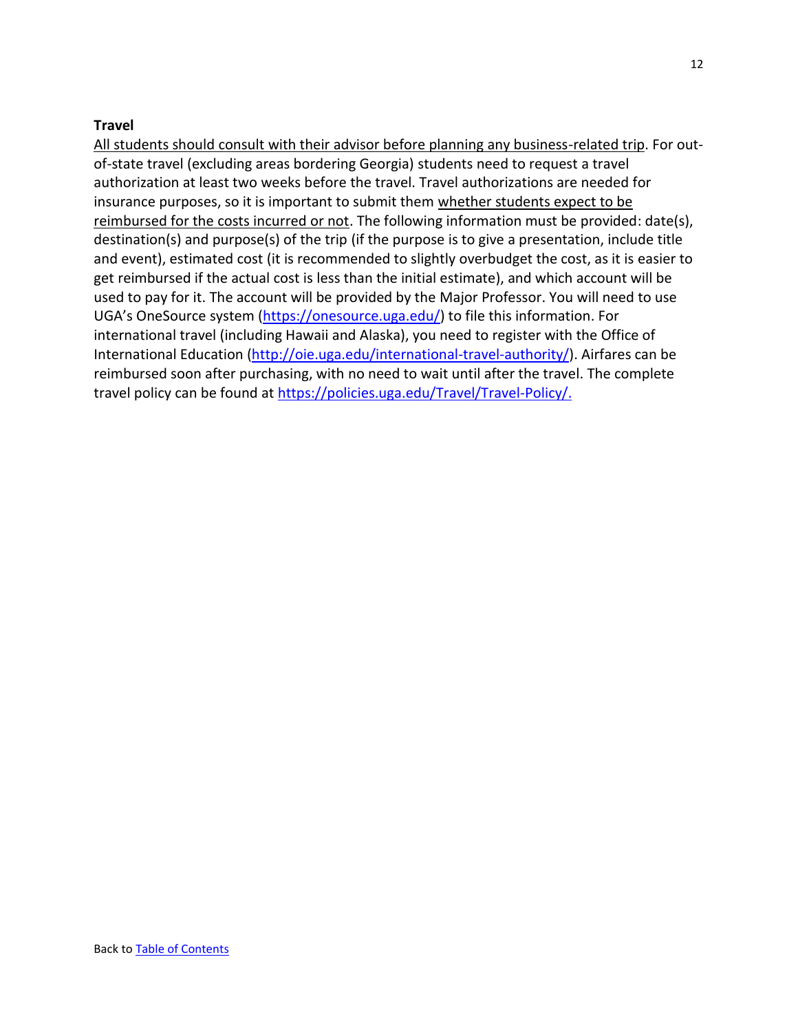**Travel**

All students should consult with their advisor before planning any business-related trip. For out-of-state travel (excluding areas bordering Georgia) students need to request a travel authorization at least two weeks before the travel. Travel authorizations are needed for insurance purposes, so it is important to submit them whether students expect to be reimbursed for the costs incurred or not. The following information must be provided: date(s), destination(s) and purpose(s) of the trip (if the purpose is to give a presentation, include title and event), estimated cost (it is recommended to slightly overbudget the cost, as it is easier to get reimbursed if the actual cost is less than the initial estimate), and which account will be used to pay for it. The account will be provided by the Major Professor. You will need to use UGA's OneSource system (https://onesource.uga.edu/) to file this information. For international travel (including Hawaii and Alaska), you need to register with the Office of International Education (http://oie.uga.edu/international-travel-authority/). Airfares can be reimbursed soon after purchasing, with no need to wait until after the travel. The complete travel policy can be found at https://policies.uga.edu/Travel/Travel-Policy/.

Back to Table of Contents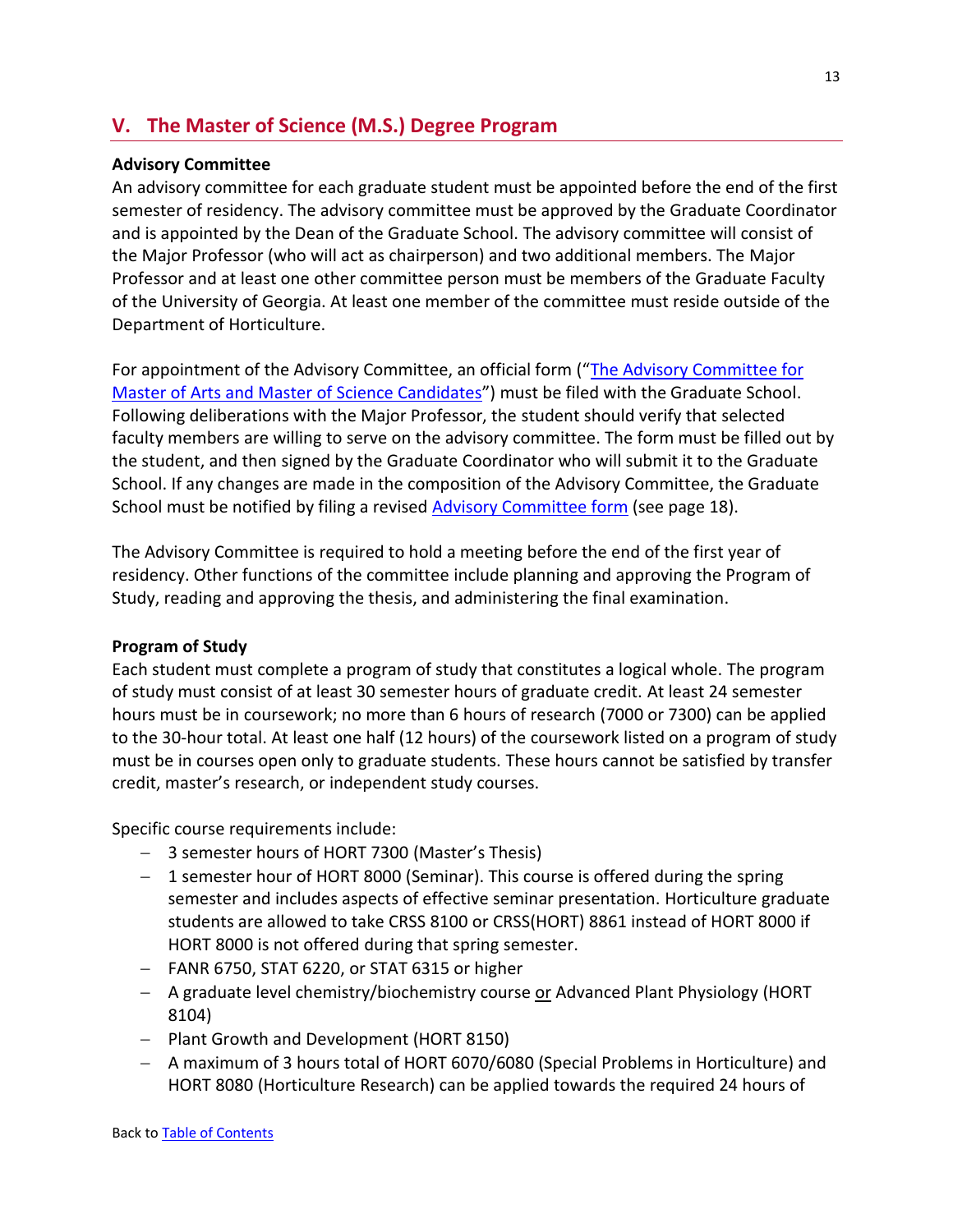## V. The Master of Science (M.S.) Degree Program

**Advisory Committee**

An advisory committee for each graduate student must be appointed before the end of the first semester of residency. The advisory committee must be approved by the Graduate Coordinator and is appointed by the Dean of the Graduate School. The advisory committee will consist of the Major Professor (who will act as chairperson) and two additional members. The Major Professor and at least one other committee person must be members of the Graduate Faculty of the University of Georgia. At least one member of the committee must reside outside of the Department of Horticulture.

For appointment of the Advisory Committee, an official form ("The Advisory Committee for Master of Arts and Master of Science Candidates") must be filed with the Graduate School. Following deliberations with the Major Professor, the student should verify that selected faculty members are willing to serve on the advisory committee. The form must be filled out by the student, and then signed by the Graduate Coordinator who will submit it to the Graduate School. If any changes are made in the composition of the Advisory Committee, the Graduate School must be notified by filing a revised Advisory Committee form (see page 18).

The Advisory Committee is required to hold a meeting before the end of the first year of residency. Other functions of the committee include planning and approving the Program of Study, reading and approving the thesis, and administering the final examination.

**Program of Study**

Each student must complete a program of study that constitutes a logical whole. The program of study must consist of at least 30 semester hours of graduate credit. At least 24 semester hours must be in coursework; no more than 6 hours of research (7000 or 7300) can be applied to the 30-hour total. At least one half (12 hours) of the coursework listed on a program of study must be in courses open only to graduate students. These hours cannot be satisfied by transfer credit, master's research, or independent study courses.

Specific course requirements include:

- 3 semester hours of HORT 7300 (Master's Thesis)
- 1 semester hour of HORT 8000 (Seminar). This course is offered during the spring semester and includes aspects of effective seminar presentation. Horticulture graduate students are allowed to take CRSS 8100 or CRSS(HORT) 8861 instead of HORT 8000 if HORT 8000 is not offered during that spring semester.
- FANR 6750, STAT 6220, or STAT 6315 or higher
- A graduate level chemistry/biochemistry course or Advanced Plant Physiology (HORT 8104)
- Plant Growth and Development (HORT 8150)
- A maximum of 3 hours total of HORT 6070/6080 (Special Problems in Horticulture) and HORT 8080 (Horticulture Research) can be applied towards the required 24 hours of

Back to Table of Contents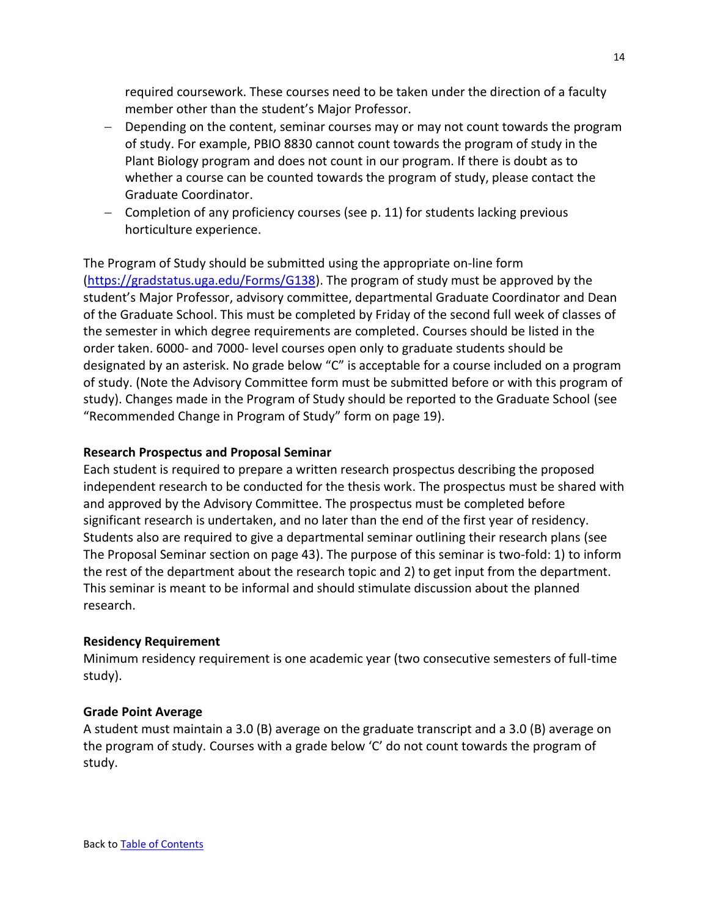required coursework. These courses need to be taken under the direction of a faculty member other than the student's Major Professor.

- Depending on the content, seminar courses may or may not count towards the program of study. For example, PBIO 8830 cannot count towards the program of study in the Plant Biology program and does not count in our program. If there is doubt as to whether a course can be counted towards the program of study, please contact the Graduate Coordinator.
- Completion of any proficiency courses (see p. 11) for students lacking previous horticulture experience.

The Program of Study should be submitted using the appropriate on-line form ([https://gradstatus.uga.edu/Forms/G138](https://gradstatus.uga.edu/Forms/G138)). The program of study must be approved by the student's Major Professor, advisory committee, departmental Graduate Coordinator and Dean of the Graduate School. This must be completed by Friday of the second full week of classes of the semester in which degree requirements are completed. Courses should be listed in the order taken. 6000- and 7000- level courses open only to graduate students should be designated by an asterisk. No grade below "C" is acceptable for a course included on a program of study. (Note the Advisory Committee form must be submitted before or with this program of study). Changes made in the Program of Study should be reported to the Graduate School (see "Recommended Change in Program of Study" form on page 19).

**Research Prospectus and Proposal Seminar**

Each student is required to prepare a written research prospectus describing the proposed independent research to be conducted for the thesis work. The prospectus must be shared with and approved by the Advisory Committee. The prospectus must be completed before significant research is undertaken, and no later than the end of the first year of residency. Students also are required to give a departmental seminar outlining their research plans (see The Proposal Seminar section on page 43). The purpose of this seminar is two-fold: 1) to inform the rest of the department about the research topic and 2) to get input from the department. This seminar is meant to be informal and should stimulate discussion about the planned research.

**Residency Requirement**

Minimum residency requirement is one academic year (two consecutive semesters of full-time study).

**Grade Point Average**

A student must maintain a 3.0 (B) average on the graduate transcript and a 3.0 (B) average on the program of study. Courses with a grade below 'C' do not count towards the program of study.

Back to Table of Contents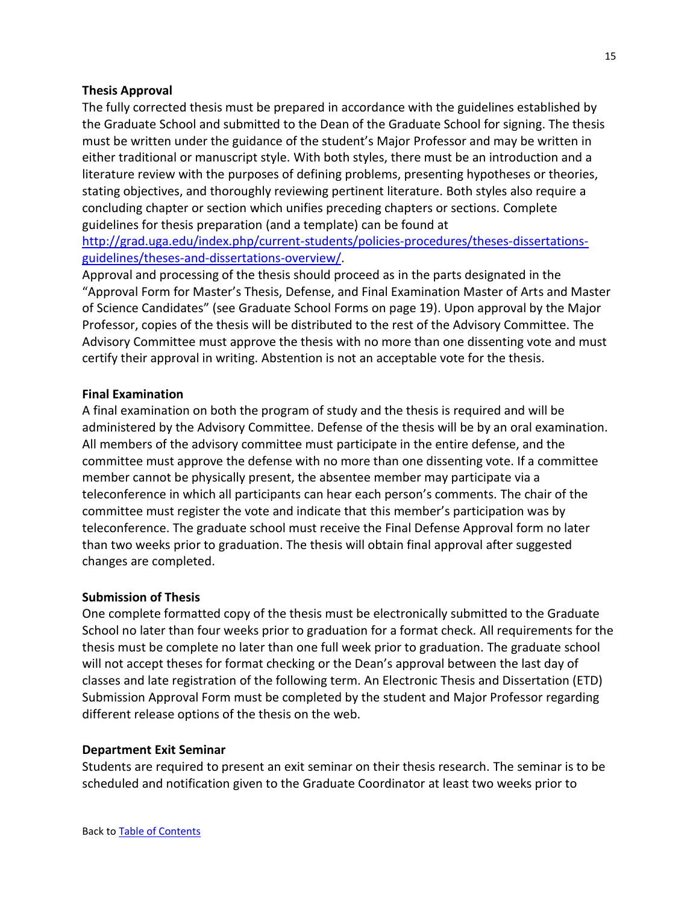**Thesis Approval**

The fully corrected thesis must be prepared in accordance with the guidelines established by the Graduate School and submitted to the Dean of the Graduate School for signing. The thesis must be written under the guidance of the student's Major Professor and may be written in either traditional or manuscript style. With both styles, there must be an introduction and a literature review with the purposes of defining problems, presenting hypotheses or theories, stating objectives, and thoroughly reviewing pertinent literature. Both styles also require a concluding chapter or section which unifies preceding chapters or sections. Complete guidelines for thesis preparation (and a template) can be found at [http://grad.uga.edu/index.php/current-students/policies-procedures/theses-dissertations-guidelines/theses-and-dissertations-overview/](http://grad.uga.edu/index.php/current-students/policies-procedures/theses-dissertations-guidelines/theses-and-dissertations-overview/).

Approval and processing of the thesis should proceed as in the parts designated in the "Approval Form for Master's Thesis, Defense, and Final Examination Master of Arts and Master of Science Candidates" (see Graduate School Forms on page 19). Upon approval by the Major Professor, copies of the thesis will be distributed to the rest of the Advisory Committee. The Advisory Committee must approve the thesis with no more than one dissenting vote and must certify their approval in writing. Abstention is not an acceptable vote for the thesis.

**Final Examination**

A final examination on both the program of study and the thesis is required and will be administered by the Advisory Committee. Defense of the thesis will be by an oral examination. All members of the advisory committee must participate in the entire defense, and the committee must approve the defense with no more than one dissenting vote. If a committee member cannot be physically present, the absentee member may participate via a teleconference in which all participants can hear each person's comments. The chair of the committee must register the vote and indicate that this member's participation was by teleconference. The graduate school must receive the Final Defense Approval form no later than two weeks prior to graduation. The thesis will obtain final approval after suggested changes are completed.

**Submission of Thesis**

One complete formatted copy of the thesis must be electronically submitted to the Graduate School no later than four weeks prior to graduation for a format check. All requirements for the thesis must be complete no later than one full week prior to graduation. The graduate school will not accept theses for format checking or the Dean's approval between the last day of classes and late registration of the following term. An Electronic Thesis and Dissertation (ETD) Submission Approval Form must be completed by the student and Major Professor regarding different release options of the thesis on the web.

**Department Exit Seminar**

Students are required to present an exit seminar on their thesis research. The seminar is to be scheduled and notification given to the Graduate Coordinator at least two weeks prior to

Back to [Table of Contents]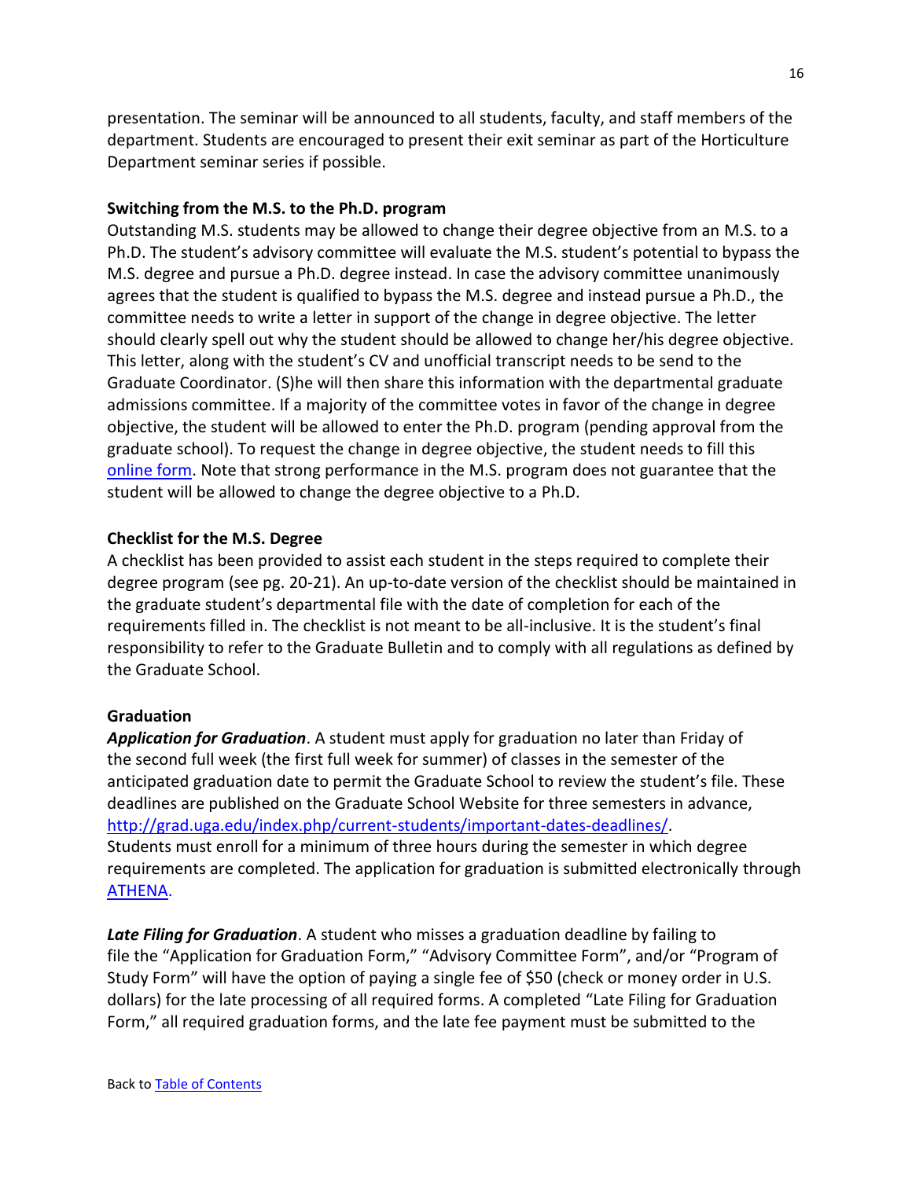presentation. The seminar will be announced to all students, faculty, and staff members of the department. Students are encouraged to present their exit seminar as part of the Horticulture Department seminar series if possible.

**Switching from the M.S. to the Ph.D. program**

Outstanding M.S. students may be allowed to change their degree objective from an M.S. to a Ph.D. The student's advisory committee will evaluate the M.S. student's potential to bypass the M.S. degree and pursue a Ph.D. degree instead. In case the advisory committee unanimously agrees that the student is qualified to bypass the M.S. degree and instead pursue a Ph.D., the committee needs to write a letter in support of the change in degree objective. The letter should clearly spell out why the student should be allowed to change her/his degree objective. This letter, along with the student's CV and unofficial transcript needs to be send to the Graduate Coordinator. (S)he will then share this information with the departmental graduate admissions committee. If a majority of the committee votes in favor of the change in degree objective, the student will be allowed to enter the Ph.D. program (pending approval from the graduate school). To request the change in degree objective, the student needs to fill this online form. Note that strong performance in the M.S. program does not guarantee that the student will be allowed to change the degree objective to a Ph.D.

**Checklist for the M.S. Degree**

A checklist has been provided to assist each student in the steps required to complete their degree program (see pg. 20-21). An up-to-date version of the checklist should be maintained in the graduate student's departmental file with the date of completion for each of the requirements filled in. The checklist is not meant to be all-inclusive. It is the student's final responsibility to refer to the Graduate Bulletin and to comply with all regulations as defined by the Graduate School.

**Graduation**

***Application for Graduation***. A student must apply for graduation no later than Friday of the second full week (the first full week for summer) of classes in the semester of the anticipated graduation date to permit the Graduate School to review the student's file. These deadlines are published on the Graduate School Website for three semesters in advance, http://grad.uga.edu/index.php/current-students/important-dates-deadlines/. Students must enroll for a minimum of three hours during the semester in which degree requirements are completed. The application for graduation is submitted electronically through ATHENA.

***Late Filing for Graduation***. A student who misses a graduation deadline by failing to file the "Application for Graduation Form," "Advisory Committee Form", and/or "Program of Study Form" will have the option of paying a single fee of $50 (check or money order in U.S. dollars) for the late processing of all required forms. A completed "Late Filing for Graduation Form," all required graduation forms, and the late fee payment must be submitted to the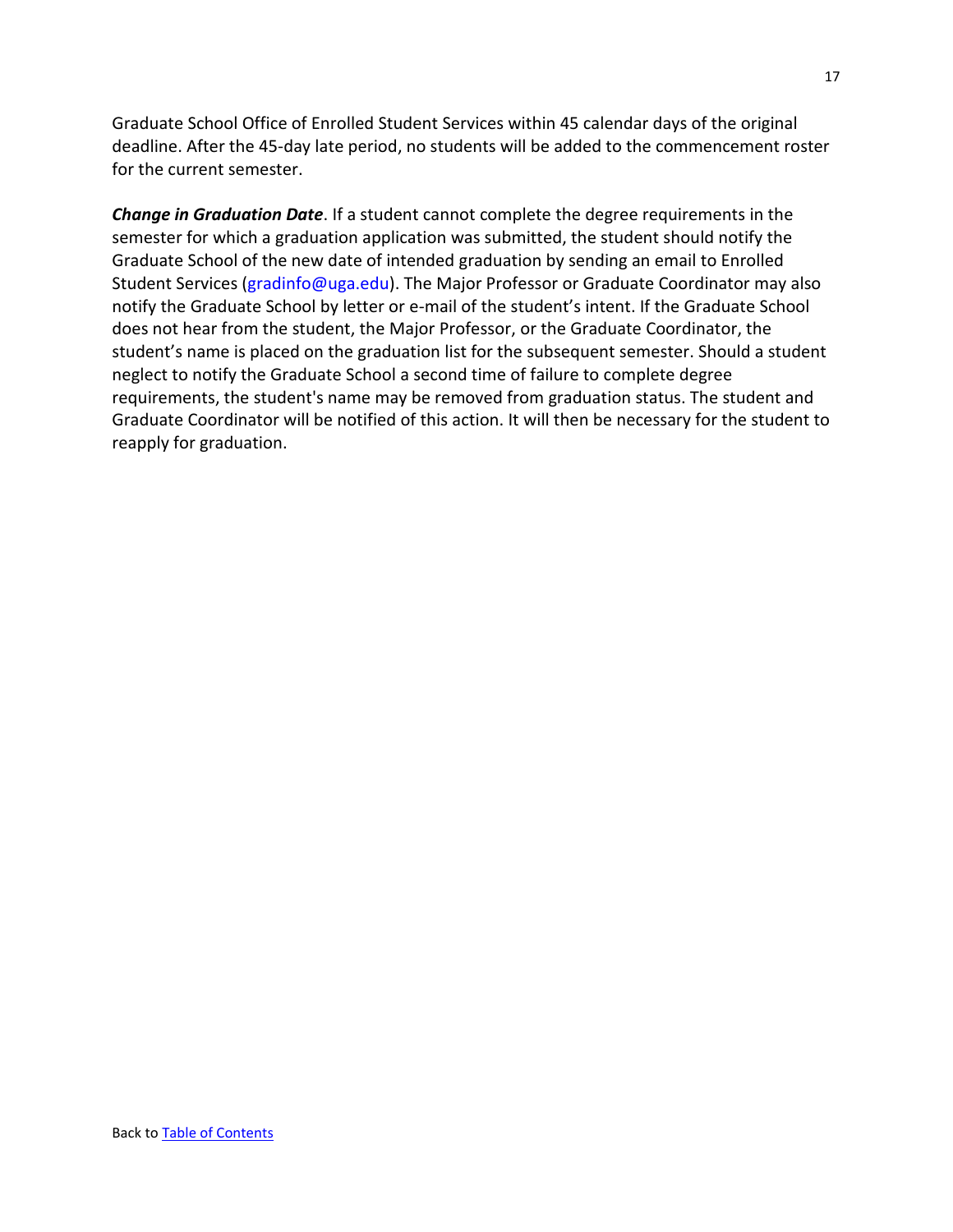Graduate School Office of Enrolled Student Services within 45 calendar days of the original deadline. After the 45-day late period, no students will be added to the commencement roster for the current semester.

***Change in Graduation Date***. If a student cannot complete the degree requirements in the semester for which a graduation application was submitted, the student should notify the Graduate School of the new date of intended graduation by sending an email to Enrolled Student Services (gradinfo@uga.edu). The Major Professor or Graduate Coordinator may also notify the Graduate School by letter or e-mail of the student's intent. If the Graduate School does not hear from the student, the Major Professor, or the Graduate Coordinator, the student's name is placed on the graduation list for the subsequent semester. Should a student neglect to notify the Graduate School a second time of failure to complete degree requirements, the student's name may be removed from graduation status. The student and Graduate Coordinator will be notified of this action. It will then be necessary for the student to reapply for graduation.

Back to Table of Contents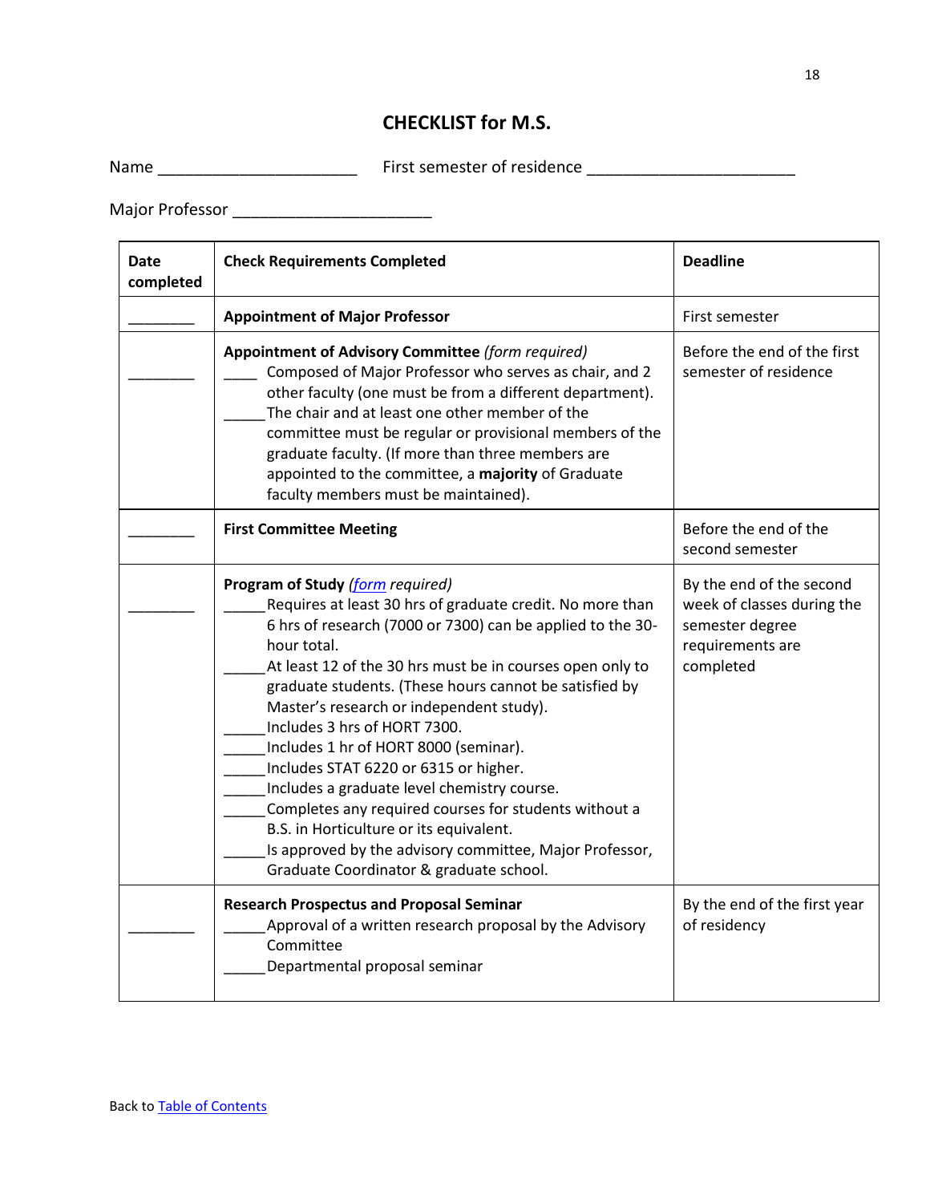# CHECKLIST for M.S.

Name ______________________ First semester of residence _______________________

Major Professor _____________________

| Date completed | Check Requirements Completed | Deadline |
|---|---|---|
| ________ | **Appointment of Major Professor** | First semester |
| ________ | **Appointment of Advisory Committee** *(form required)*<br>____ Composed of Major Professor who serves as chair, and 2 other faculty (one must be from a different department).<br>_____The chair and at least one other member of the committee must be regular or provisional members of the graduate faculty. (If more than three members are appointed to the committee, a **majority** of Graduate faculty members must be maintained). | Before the end of the first semester of residence |
| ________ | **First Committee Meeting** | Before the end of the second semester |
| ________ | **Program of Study** *([form](#) required)*<br>_____Requires at least 30 hrs of graduate credit. No more than 6 hrs of research (7000 or 7300) can be applied to the 30-hour total.<br>_____At least 12 of the 30 hrs must be in courses open only to graduate students. (These hours cannot be satisfied by Master's research or independent study).<br>_____Includes 3 hrs of HORT 7300.<br>_____Includes 1 hr of HORT 8000 (seminar).<br>_____Includes STAT 6220 or 6315 or higher.<br>_____Includes a graduate level chemistry course.<br>_____Completes any required courses for students without a B.S. in Horticulture or its equivalent.<br>_____Is approved by the advisory committee, Major Professor, Graduate Coordinator & graduate school. | By the end of the second week of classes during the semester degree requirements are completed |
| ________ | **Research Prospectus and Proposal Seminar**<br>_____Approval of a written research proposal by the Advisory Committee<br>_____Departmental proposal seminar | By the end of the first year of residency |

Back to [Table of Contents](#)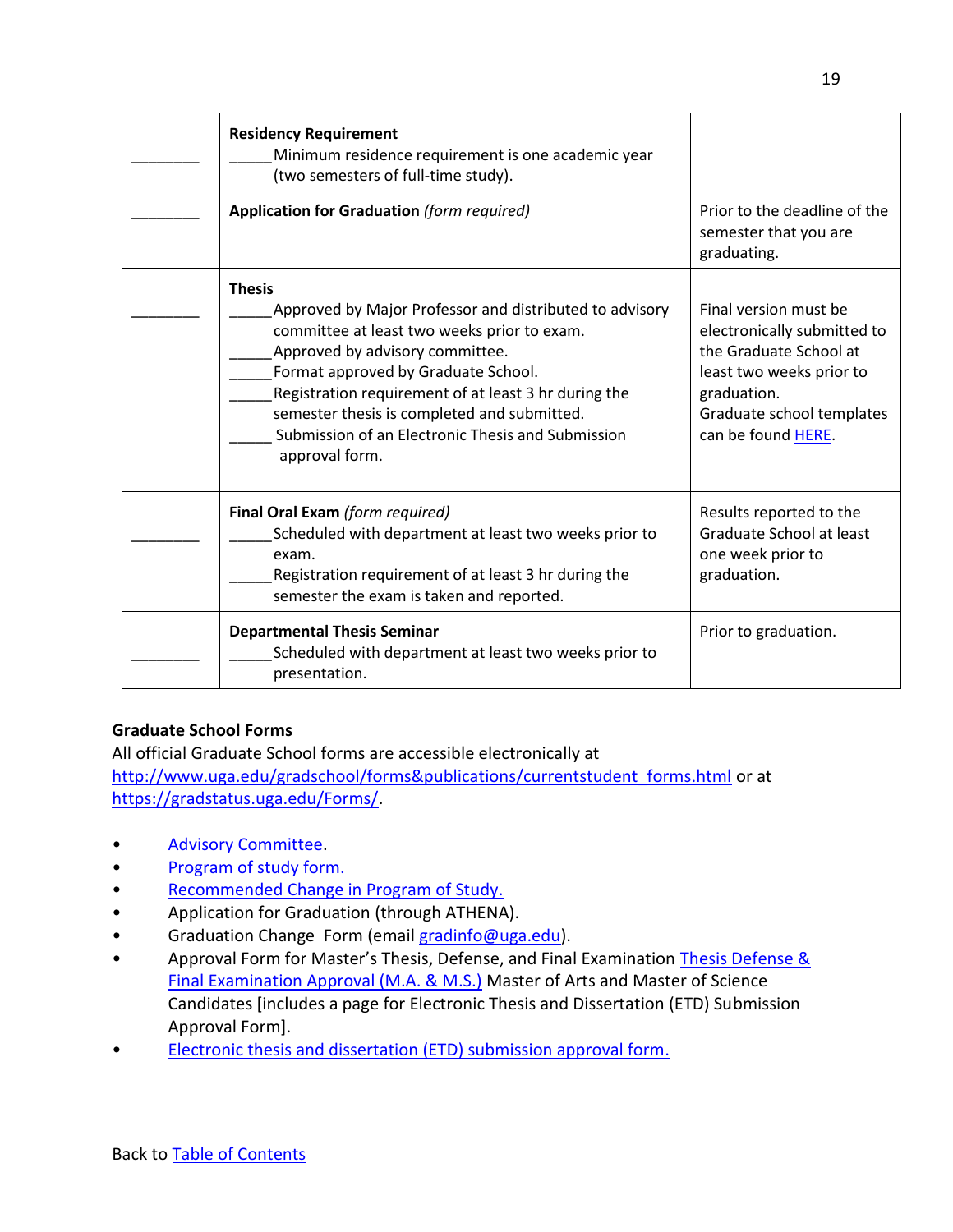| | | |
|---|---|---|
| ________ | **Residency Requirement**<br>_____Minimum residence requirement is one academic year (two semesters of full-time study). | |
| ________ | **Application for Graduation** *(form required)* | Prior to the deadline of the semester that you are graduating. |
| ________ | **Thesis**<br>_____Approved by Major Professor and distributed to advisory committee at least two weeks prior to exam.<br>_____Approved by advisory committee.<br>_____Format approved by Graduate School.<br>_____Registration requirement of at least 3 hr during the semester thesis is completed and submitted.<br>_____ Submission of an Electronic Thesis and Submission approval form. | Final version must be electronically submitted to the Graduate School at least two weeks prior to graduation.<br>Graduate school templates can be found [HERE](). |
| ________ | **Final Oral Exam** *(form required)*<br>_____Scheduled with department at least two weeks prior to exam.<br>_____Registration requirement of at least 3 hr during the semester the exam is taken and reported. | Results reported to the Graduate School at least one week prior to graduation. |
| ________ | **Departmental Thesis Seminar**<br>_____Scheduled with department at least two weeks prior to presentation. | Prior to graduation. |

**Graduate School Forms**

All official Graduate School forms are accessible electronically at [http://www.uga.edu/gradschool/forms&publications/currentstudent_forms.html](http://www.uga.edu/gradschool/forms&publications/currentstudent_forms.html) or at [https://gradstatus.uga.edu/Forms/](https://gradstatus.uga.edu/Forms/).

- [Advisory Committee]().
- [Program of study form.]()
- [Recommended Change in Program of Study.]()
- Application for Graduation (through ATHENA).
- Graduation Change Form (email [gradinfo@uga.edu](mailto:gradinfo@uga.edu)).
- Approval Form for Master's Thesis, Defense, and Final Examination [Thesis Defense & Final Examination Approval (M.A. & M.S.)]() Master of Arts and Master of Science Candidates [includes a page for Electronic Thesis and Dissertation (ETD) Submission Approval Form].
- [Electronic thesis and dissertation (ETD) submission approval form.]()

Back to [Table of Contents]()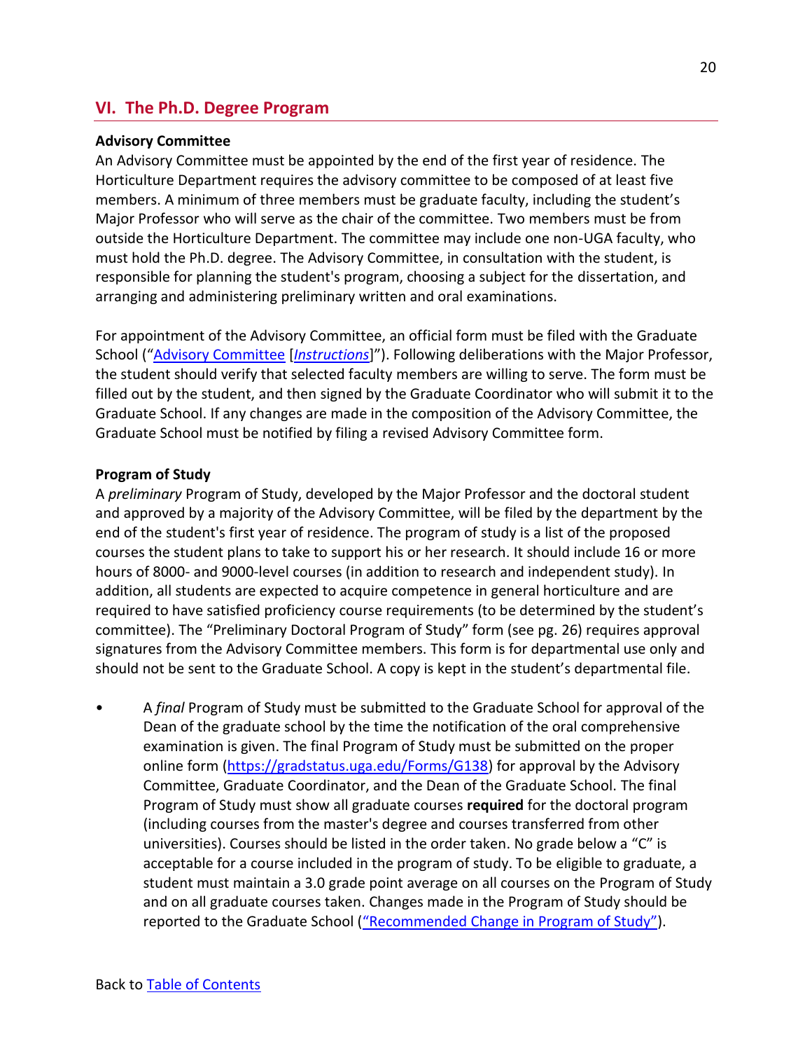## VI. The Ph.D. Degree Program

### Advisory Committee

An Advisory Committee must be appointed by the end of the first year of residence. The Horticulture Department requires the advisory committee to be composed of at least five members. A minimum of three members must be graduate faculty, including the student's Major Professor who will serve as the chair of the committee. Two members must be from outside the Horticulture Department. The committee may include one non-UGA faculty, who must hold the Ph.D. degree. The Advisory Committee, in consultation with the student, is responsible for planning the student's program, choosing a subject for the dissertation, and arranging and administering preliminary written and oral examinations.

For appointment of the Advisory Committee, an official form must be filed with the Graduate School ("Advisory Committee [*Instructions*]"). Following deliberations with the Major Professor, the student should verify that selected faculty members are willing to serve. The form must be filled out by the student, and then signed by the Graduate Coordinator who will submit it to the Graduate School. If any changes are made in the composition of the Advisory Committee, the Graduate School must be notified by filing a revised Advisory Committee form.

### Program of Study

A *preliminary* Program of Study, developed by the Major Professor and the doctoral student and approved by a majority of the Advisory Committee, will be filed by the department by the end of the student's first year of residence. The program of study is a list of the proposed courses the student plans to take to support his or her research. It should include 16 or more hours of 8000- and 9000-level courses (in addition to research and independent study). In addition, all students are expected to acquire competence in general horticulture and are required to have satisfied proficiency course requirements (to be determined by the student's committee). The "Preliminary Doctoral Program of Study" form (see pg. 26) requires approval signatures from the Advisory Committee members. This form is for departmental use only and should not be sent to the Graduate School. A copy is kept in the student's departmental file.

- A *final* Program of Study must be submitted to the Graduate School for approval of the Dean of the graduate school by the time the notification of the oral comprehensive examination is given. The final Program of Study must be submitted on the proper online form (https://gradstatus.uga.edu/Forms/G138) for approval by the Advisory Committee, Graduate Coordinator, and the Dean of the Graduate School. The final Program of Study must show all graduate courses **required** for the doctoral program (including courses from the master's degree and courses transferred from other universities). Courses should be listed in the order taken. No grade below a "C" is acceptable for a course included in the program of study. To be eligible to graduate, a student must maintain a 3.0 grade point average on all courses on the Program of Study and on all graduate courses taken. Changes made in the Program of Study should be reported to the Graduate School ("Recommended Change in Program of Study").

Back to Table of Contents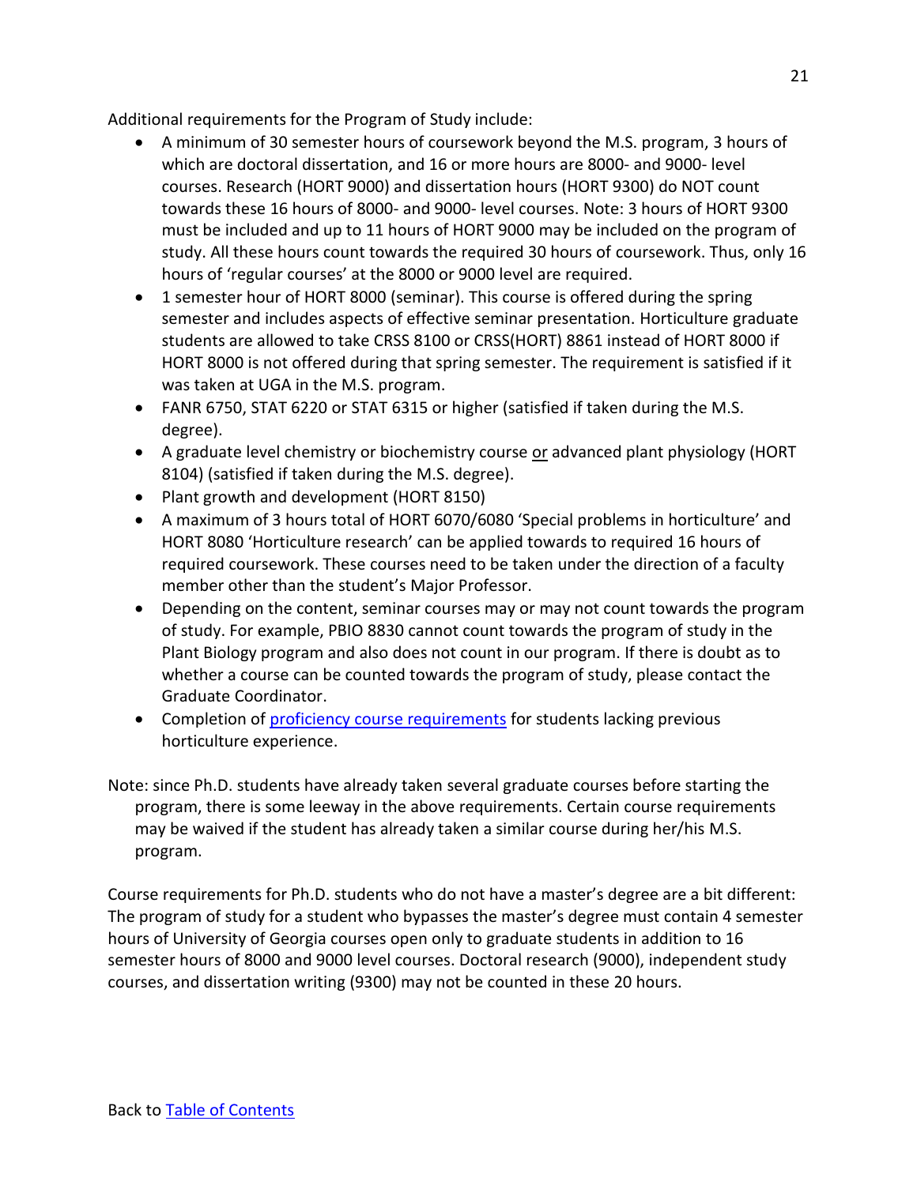Additional requirements for the Program of Study include:

- A minimum of 30 semester hours of coursework beyond the M.S. program, 3 hours of which are doctoral dissertation, and 16 or more hours are 8000- and 9000- level courses. Research (HORT 9000) and dissertation hours (HORT 9300) do NOT count towards these 16 hours of 8000- and 9000- level courses. Note: 3 hours of HORT 9300 must be included and up to 11 hours of HORT 9000 may be included on the program of study. All these hours count towards the required 30 hours of coursework. Thus, only 16 hours of 'regular courses' at the 8000 or 9000 level are required.
- 1 semester hour of HORT 8000 (seminar). This course is offered during the spring semester and includes aspects of effective seminar presentation. Horticulture graduate students are allowed to take CRSS 8100 or CRSS(HORT) 8861 instead of HORT 8000 if HORT 8000 is not offered during that spring semester. The requirement is satisfied if it was taken at UGA in the M.S. program.
- FANR 6750, STAT 6220 or STAT 6315 or higher (satisfied if taken during the M.S. degree).
- A graduate level chemistry or biochemistry course <u>or</u> advanced plant physiology (HORT 8104) (satisfied if taken during the M.S. degree).
- Plant growth and development (HORT 8150)
- A maximum of 3 hours total of HORT 6070/6080 'Special problems in horticulture' and HORT 8080 'Horticulture research' can be applied towards to required 16 hours of required coursework. These courses need to be taken under the direction of a faculty member other than the student's Major Professor.
- Depending on the content, seminar courses may or may not count towards the program of study. For example, PBIO 8830 cannot count towards the program of study in the Plant Biology program and also does not count in our program. If there is doubt as to whether a course can be counted towards the program of study, please contact the Graduate Coordinator.
- Completion of [proficiency course requirements]() for students lacking previous horticulture experience.

Note: since Ph.D. students have already taken several graduate courses before starting the program, there is some leeway in the above requirements. Certain course requirements may be waived if the student has already taken a similar course during her/his M.S. program.

Course requirements for Ph.D. students who do not have a master's degree are a bit different: The program of study for a student who bypasses the master's degree must contain 4 semester hours of University of Georgia courses open only to graduate students in addition to 16 semester hours of 8000 and 9000 level courses. Doctoral research (9000), independent study courses, and dissertation writing (9300) may not be counted in these 20 hours.

Back to [Table of Contents]()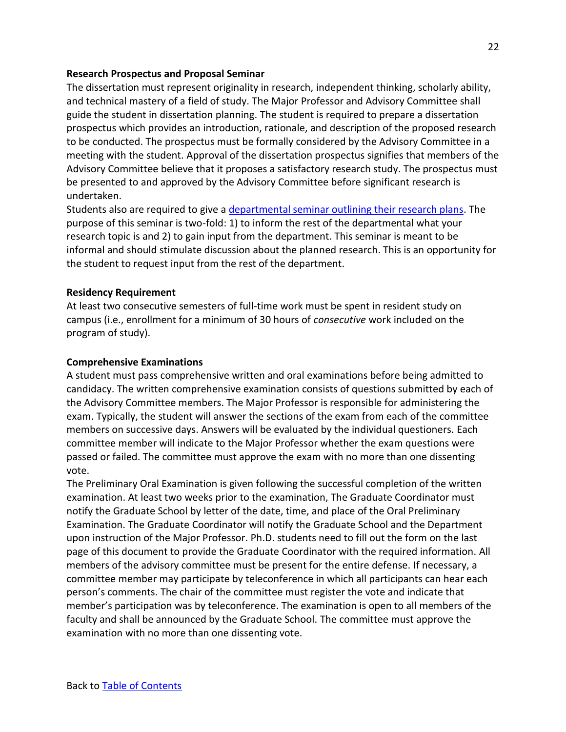### Research Prospectus and Proposal Seminar

The dissertation must represent originality in research, independent thinking, scholarly ability, and technical mastery of a field of study. The Major Professor and Advisory Committee shall guide the student in dissertation planning. The student is required to prepare a dissertation prospectus which provides an introduction, rationale, and description of the proposed research to be conducted. The prospectus must be formally considered by the Advisory Committee in a meeting with the student. Approval of the dissertation prospectus signifies that members of the Advisory Committee believe that it proposes a satisfactory research study. The prospectus must be presented to and approved by the Advisory Committee before significant research is undertaken.

Students also are required to give a departmental seminar outlining their research plans. The purpose of this seminar is two-fold: 1) to inform the rest of the departmental what your research topic is and 2) to gain input from the department. This seminar is meant to be informal and should stimulate discussion about the planned research. This is an opportunity for the student to request input from the rest of the department.

### Residency Requirement

At least two consecutive semesters of full-time work must be spent in resident study on campus (i.e., enrollment for a minimum of 30 hours of *consecutive* work included on the program of study).

### Comprehensive Examinations

A student must pass comprehensive written and oral examinations before being admitted to candidacy. The written comprehensive examination consists of questions submitted by each of the Advisory Committee members. The Major Professor is responsible for administering the exam. Typically, the student will answer the sections of the exam from each of the committee members on successive days. Answers will be evaluated by the individual questioners. Each committee member will indicate to the Major Professor whether the exam questions were passed or failed. The committee must approve the exam with no more than one dissenting vote.

The Preliminary Oral Examination is given following the successful completion of the written examination. At least two weeks prior to the examination, The Graduate Coordinator must notify the Graduate School by letter of the date, time, and place of the Oral Preliminary Examination. The Graduate Coordinator will notify the Graduate School and the Department upon instruction of the Major Professor. Ph.D. students need to fill out the form on the last page of this document to provide the Graduate Coordinator with the required information. All members of the advisory committee must be present for the entire defense. If necessary, a committee member may participate by teleconference in which all participants can hear each person's comments. The chair of the committee must register the vote and indicate that member's participation was by teleconference. The examination is open to all members of the faculty and shall be announced by the Graduate School. The committee must approve the examination with no more than one dissenting vote.

Back to Table of Contents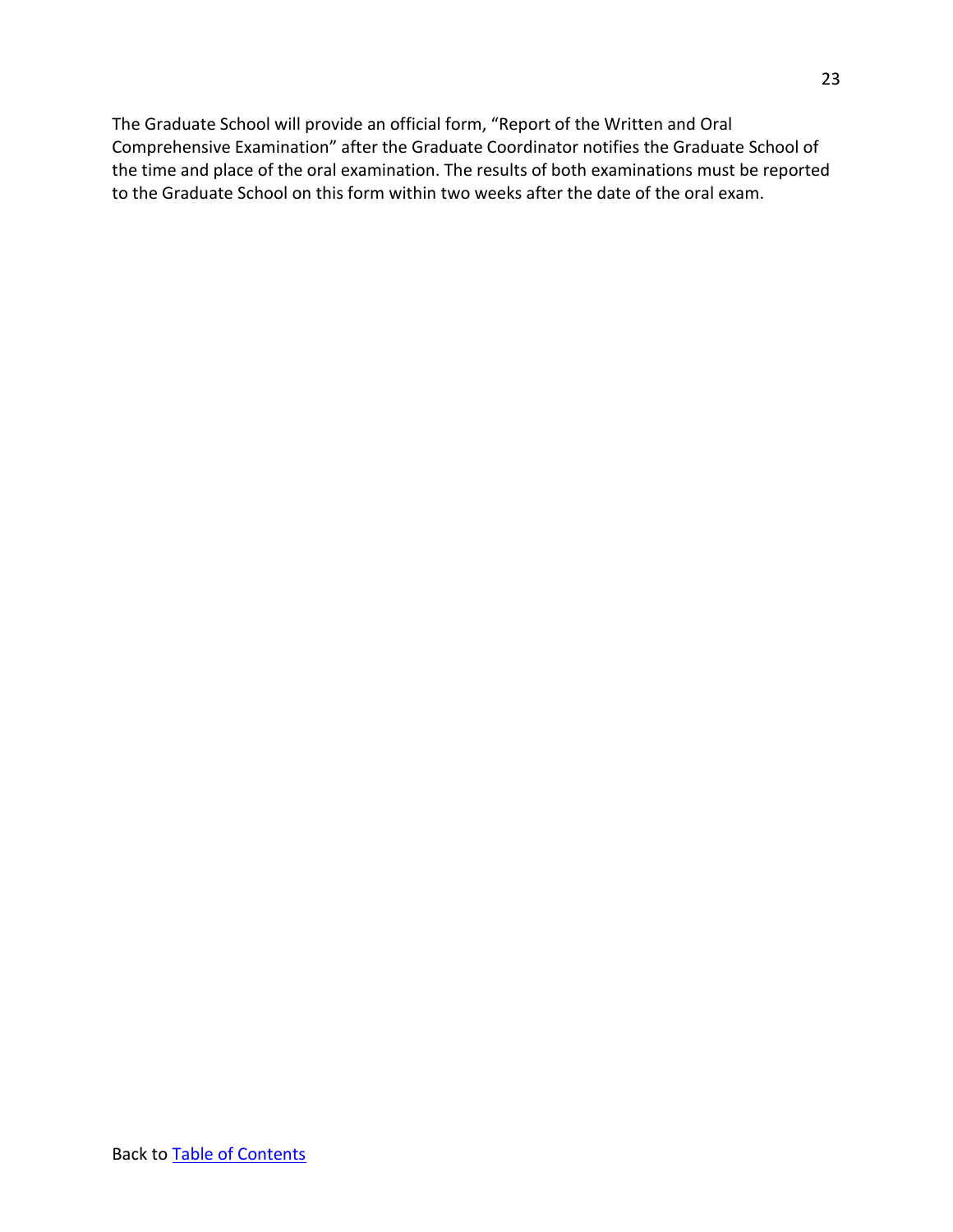The Graduate School will provide an official form, "Report of the Written and Oral Comprehensive Examination" after the Graduate Coordinator notifies the Graduate School of the time and place of the oral examination. The results of both examinations must be reported to the Graduate School on this form within two weeks after the date of the oral exam.

Back to [Table of Contents]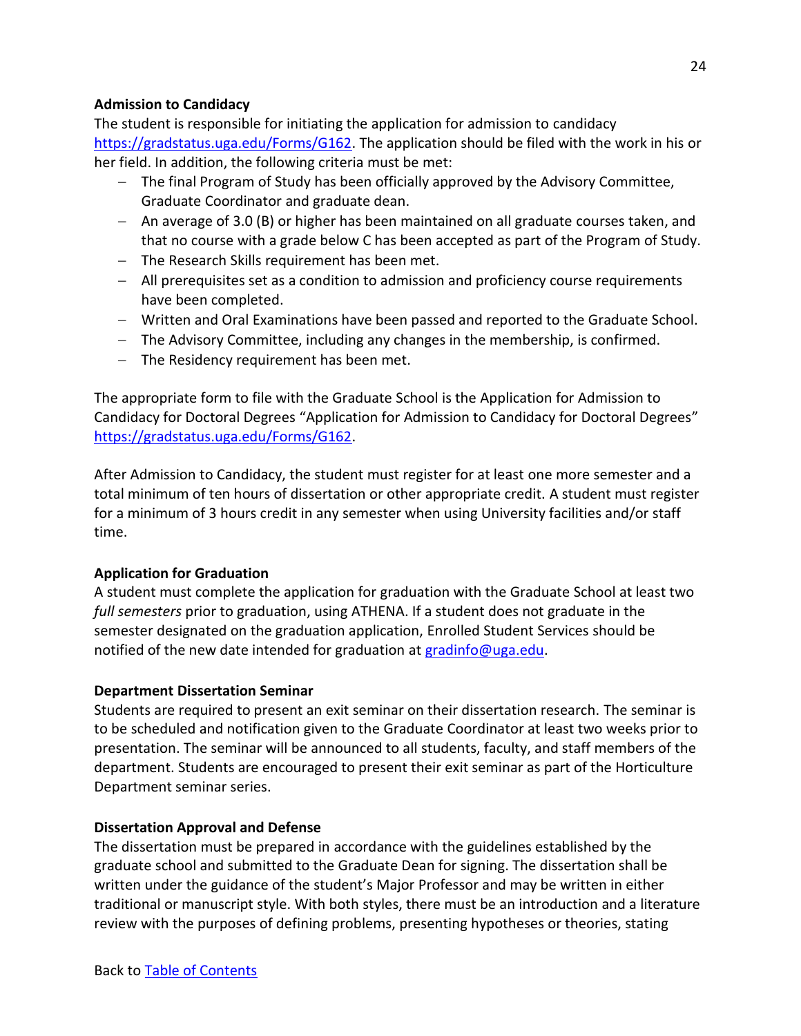**Admission to Candidacy**

The student is responsible for initiating the application for admission to candidacy https://gradstatus.uga.edu/Forms/G162. The application should be filed with the work in his or her field. In addition, the following criteria must be met:

- The final Program of Study has been officially approved by the Advisory Committee, Graduate Coordinator and graduate dean.
- An average of 3.0 (B) or higher has been maintained on all graduate courses taken, and that no course with a grade below C has been accepted as part of the Program of Study.
- The Research Skills requirement has been met.
- All prerequisites set as a condition to admission and proficiency course requirements have been completed.
- Written and Oral Examinations have been passed and reported to the Graduate School.
- The Advisory Committee, including any changes in the membership, is confirmed.
- The Residency requirement has been met.

The appropriate form to file with the Graduate School is the Application for Admission to Candidacy for Doctoral Degrees "Application for Admission to Candidacy for Doctoral Degrees" https://gradstatus.uga.edu/Forms/G162.

After Admission to Candidacy, the student must register for at least one more semester and a total minimum of ten hours of dissertation or other appropriate credit. A student must register for a minimum of 3 hours credit in any semester when using University facilities and/or staff time.

**Application for Graduation**

A student must complete the application for graduation with the Graduate School at least two *full semesters* prior to graduation, using ATHENA. If a student does not graduate in the semester designated on the graduation application, Enrolled Student Services should be notified of the new date intended for graduation at gradinfo@uga.edu.

**Department Dissertation Seminar**

Students are required to present an exit seminar on their dissertation research. The seminar is to be scheduled and notification given to the Graduate Coordinator at least two weeks prior to presentation. The seminar will be announced to all students, faculty, and staff members of the department. Students are encouraged to present their exit seminar as part of the Horticulture Department seminar series.

**Dissertation Approval and Defense**

The dissertation must be prepared in accordance with the guidelines established by the graduate school and submitted to the Graduate Dean for signing. The dissertation shall be written under the guidance of the student's Major Professor and may be written in either traditional or manuscript style. With both styles, there must be an introduction and a literature review with the purposes of defining problems, presenting hypotheses or theories, stating

Back to Table of Contents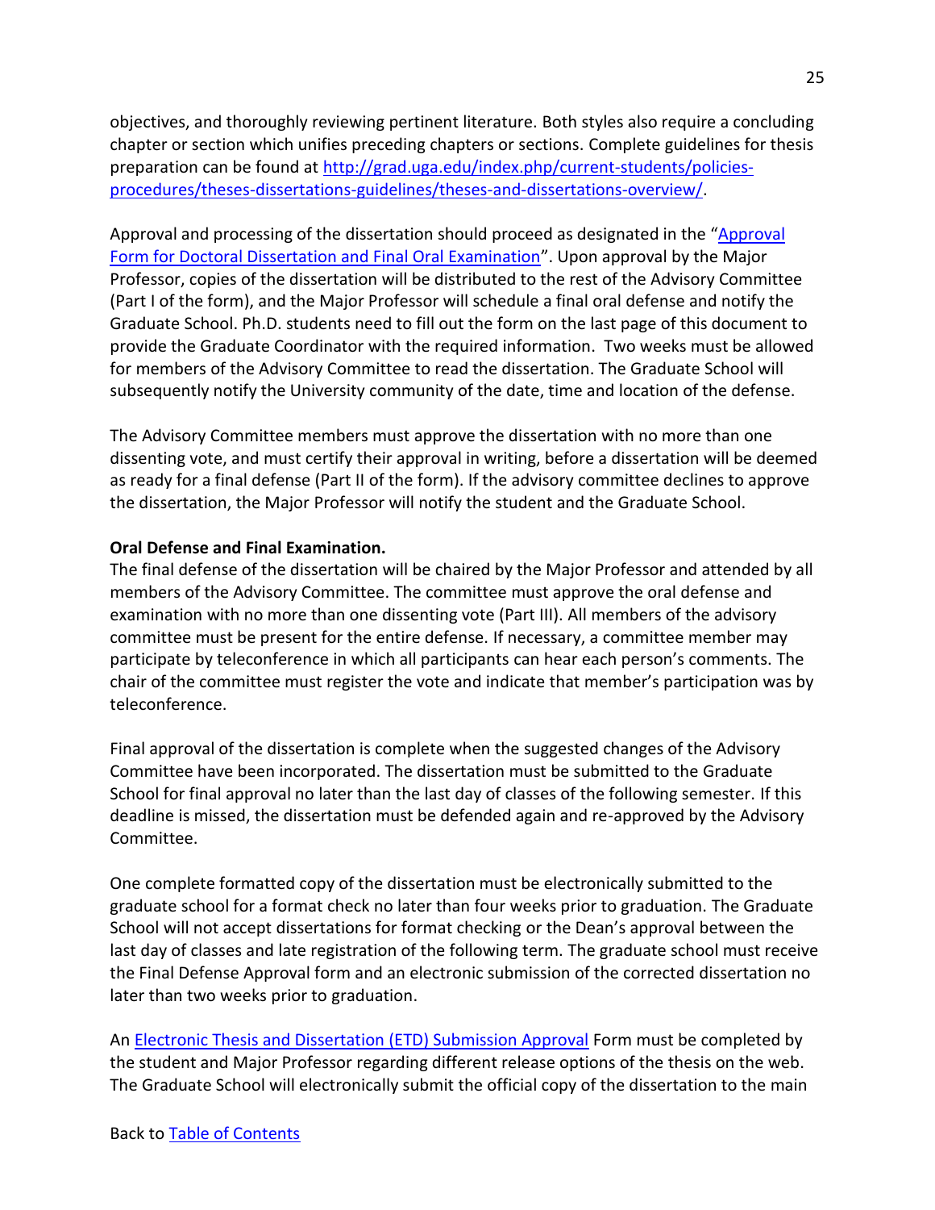objectives, and thoroughly reviewing pertinent literature. Both styles also require a concluding chapter or section which unifies preceding chapters or sections. Complete guidelines for thesis preparation can be found at [http://grad.uga.edu/index.php/current-students/policies-procedures/theses-dissertations-guidelines/theses-and-dissertations-overview/](http://grad.uga.edu/index.php/current-students/policies-procedures/theses-dissertations-guidelines/theses-and-dissertations-overview/).

Approval and processing of the dissertation should proceed as designated in the "Approval Form for Doctoral Dissertation and Final Oral Examination". Upon approval by the Major Professor, copies of the dissertation will be distributed to the rest of the Advisory Committee (Part I of the form), and the Major Professor will schedule a final oral defense and notify the Graduate School. Ph.D. students need to fill out the form on the last page of this document to provide the Graduate Coordinator with the required information. Two weeks must be allowed for members of the Advisory Committee to read the dissertation. The Graduate School will subsequently notify the University community of the date, time and location of the defense.

The Advisory Committee members must approve the dissertation with no more than one dissenting vote, and must certify their approval in writing, before a dissertation will be deemed as ready for a final defense (Part II of the form). If the advisory committee declines to approve the dissertation, the Major Professor will notify the student and the Graduate School.

**Oral Defense and Final Examination.**

The final defense of the dissertation will be chaired by the Major Professor and attended by all members of the Advisory Committee. The committee must approve the oral defense and examination with no more than one dissenting vote (Part III). All members of the advisory committee must be present for the entire defense. If necessary, a committee member may participate by teleconference in which all participants can hear each person's comments. The chair of the committee must register the vote and indicate that member's participation was by teleconference.

Final approval of the dissertation is complete when the suggested changes of the Advisory Committee have been incorporated. The dissertation must be submitted to the Graduate School for final approval no later than the last day of classes of the following semester. If this deadline is missed, the dissertation must be defended again and re-approved by the Advisory Committee.

One complete formatted copy of the dissertation must be electronically submitted to the graduate school for a format check no later than four weeks prior to graduation. The Graduate School will not accept dissertations for format checking or the Dean's approval between the last day of classes and late registration of the following term. The graduate school must receive the Final Defense Approval form and an electronic submission of the corrected dissertation no later than two weeks prior to graduation.

An Electronic Thesis and Dissertation (ETD) Submission Approval Form must be completed by the student and Major Professor regarding different release options of the thesis on the web. The Graduate School will electronically submit the official copy of the dissertation to the main

Back to Table of Contents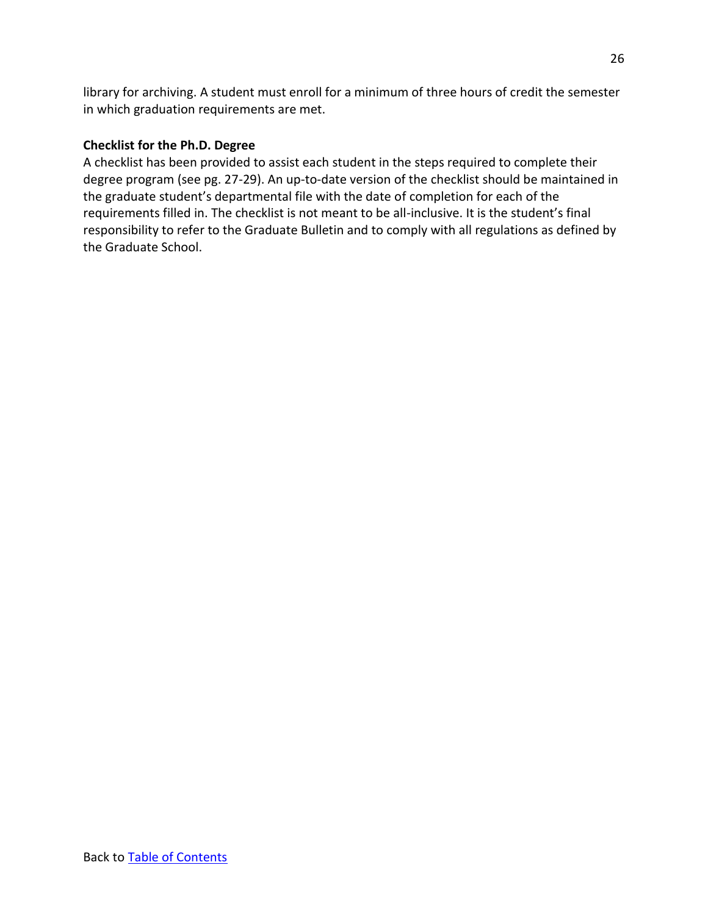library for archiving. A student must enroll for a minimum of three hours of credit the semester in which graduation requirements are met.

**Checklist for the Ph.D. Degree**

A checklist has been provided to assist each student in the steps required to complete their degree program (see pg. 27-29). An up-to-date version of the checklist should be maintained in the graduate student's departmental file with the date of completion for each of the requirements filled in. The checklist is not meant to be all-inclusive. It is the student's final responsibility to refer to the Graduate Bulletin and to comply with all regulations as defined by the Graduate School.

Back to [Table of Contents]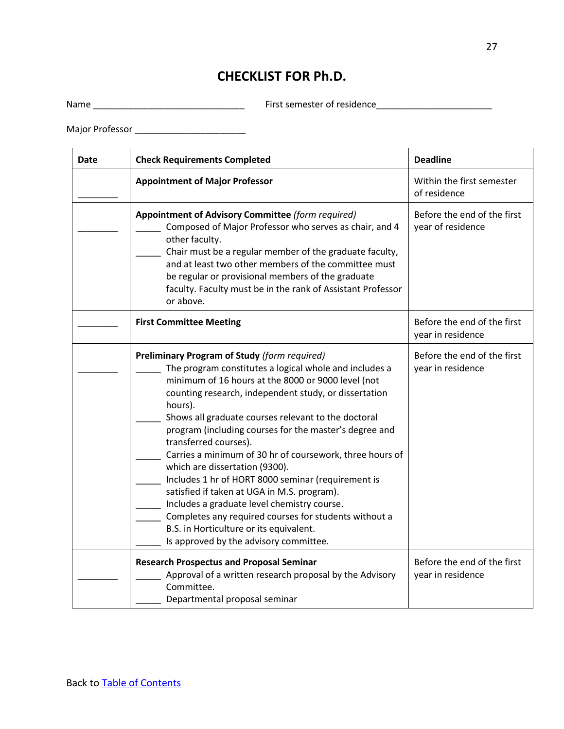# CHECKLIST FOR Ph.D.

Name ______________________________ First semester of residence______________________

Major Professor ____________________

| Date | Check Requirements Completed | Deadline |
|---|---|---|
| ________ | **Appointment of Major Professor** | Within the first semester of residence |
| ________ | **Appointment of Advisory Committee** *(form required)*<br>_____ Composed of Major Professor who serves as chair, and 4 other faculty.<br>_____ Chair must be a regular member of the graduate faculty, and at least two other members of the committee must be regular or provisional members of the graduate faculty. Faculty must be in the rank of Assistant Professor or above. | Before the end of the first year of residence |
| ________ | **First Committee Meeting** | Before the end of the first year in residence |
| ________ | **Preliminary Program of Study** *(form required)*<br>_____ The program constitutes a logical whole and includes a minimum of 16 hours at the 8000 or 9000 level (not counting research, independent study, or dissertation hours).<br>_____ Shows all graduate courses relevant to the doctoral program (including courses for the master's degree and transferred courses).<br>_____ Carries a minimum of 30 hr of coursework, three hours of which are dissertation (9300).<br>_____ Includes 1 hr of HORT 8000 seminar (requirement is satisfied if taken at UGA in M.S. program).<br>_____ Includes a graduate level chemistry course.<br>_____ Completes any required courses for students without a B.S. in Horticulture or its equivalent.<br>_____ Is approved by the advisory committee. | Before the end of the first year in residence |
| ________ | **Research Prospectus and Proposal Seminar**<br>_____ Approval of a written research proposal by the Advisory Committee.<br>_____ Departmental proposal seminar | Before the end of the first year in residence |

Back to Table of Contents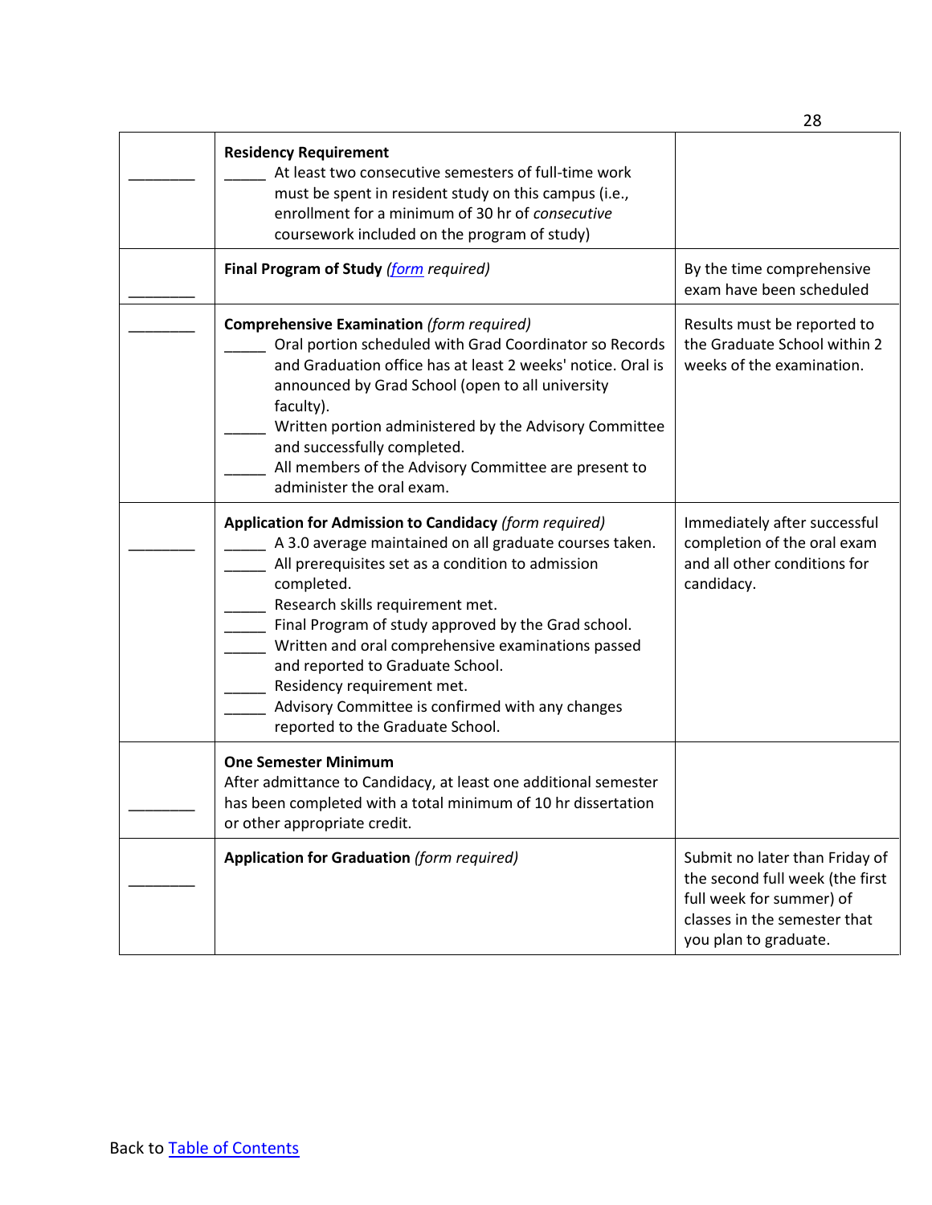| | | |
|---|---|---|
| ________ | **Residency Requirement**<br>_____ At least two consecutive semesters of full-time work must be spent in resident study on this campus (i.e., enrollment for a minimum of 30 hr of *consecutive* coursework included on the program of study) | |
| ________ | **Final Program of Study** *(form required)* | By the time comprehensive exam have been scheduled |
| ________ | **Comprehensive Examination** *(form required)*<br>_____ Oral portion scheduled with Grad Coordinator so Records and Graduation office has at least 2 weeks' notice. Oral is announced by Grad School (open to all university faculty).<br>_____ Written portion administered by the Advisory Committee and successfully completed.<br>_____ All members of the Advisory Committee are present to administer the oral exam. | Results must be reported to the Graduate School within 2 weeks of the examination. |
| ________ | **Application for Admission to Candidacy** *(form required)*<br>_____ A 3.0 average maintained on all graduate courses taken.<br>_____ All prerequisites set as a condition to admission completed.<br>_____ Research skills requirement met.<br>_____ Final Program of study approved by the Grad school.<br>_____ Written and oral comprehensive examinations passed and reported to Graduate School.<br>_____ Residency requirement met.<br>_____ Advisory Committee is confirmed with any changes reported to the Graduate School. | Immediately after successful completion of the oral exam and all other conditions for candidacy. |
| ________ | **One Semester Minimum**<br>After admittance to Candidacy, at least one additional semester has been completed with a total minimum of 10 hr dissertation or other appropriate credit. | |
| ________ | **Application for Graduation** *(form required)* | Submit no later than Friday of the second full week (the first full week for summer) of classes in the semester that you plan to graduate. |

Back to Table of Contents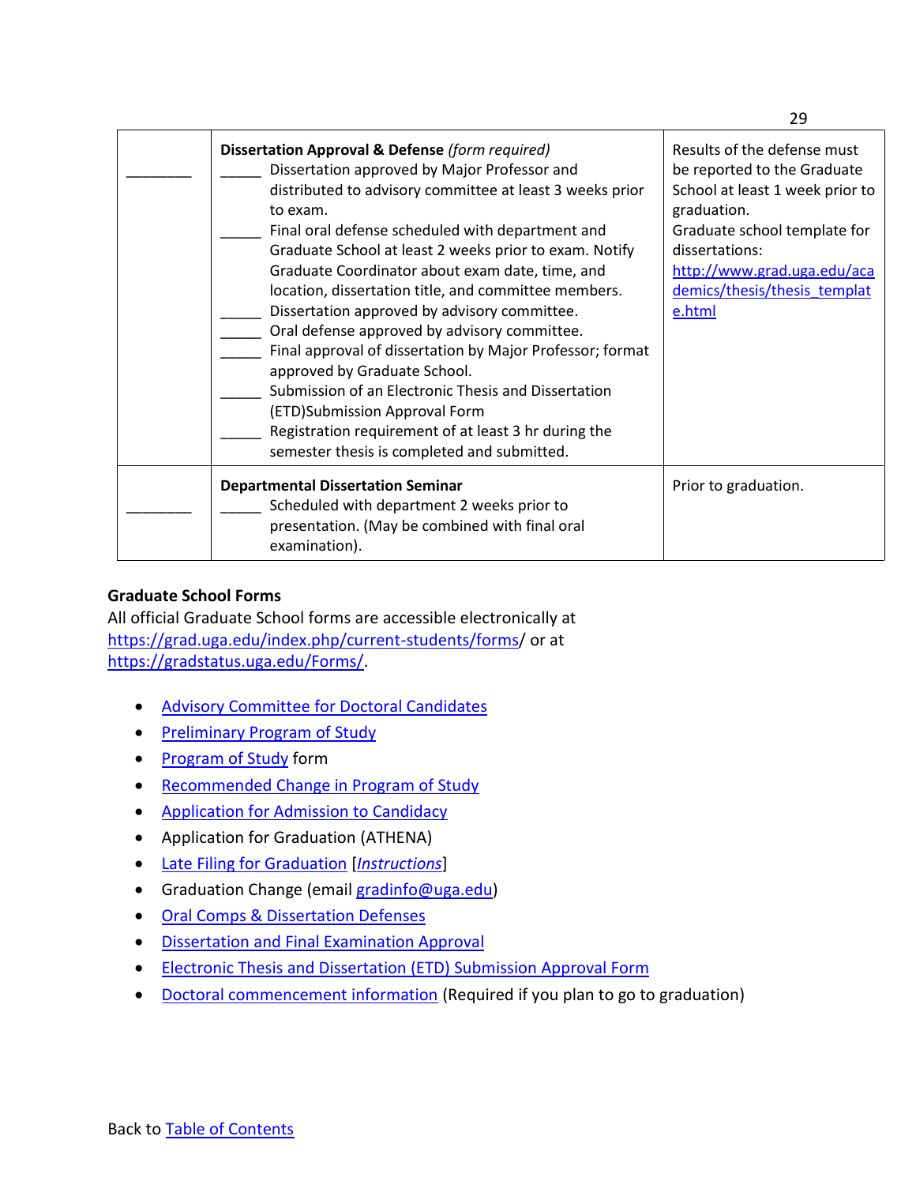| | | |
|---|---|---|
| ________ | **Dissertation Approval & Defense** *(form required)*<br>_____ Dissertation approved by Major Professor and distributed to advisory committee at least 3 weeks prior to exam.<br>_____ Final oral defense scheduled with department and Graduate School at least 2 weeks prior to exam. Notify Graduate Coordinator about exam date, time, and location, dissertation title, and committee members.<br>_____ Dissertation approved by advisory committee.<br>_____ Oral defense approved by advisory committee.<br>_____ Final approval of dissertation by Major Professor; format approved by Graduate School.<br>_____ Submission of an Electronic Thesis and Dissertation (ETD)Submission Approval Form<br>_____ Registration requirement of at least 3 hr during the semester thesis is completed and submitted. | Results of the defense must be reported to the Graduate School at least 1 week prior to graduation.<br>Graduate school template for dissertations: [http://www.grad.uga.edu/academics/thesis/thesis_template.html](http://www.grad.uga.edu/academics/thesis/thesis_template.html) |
| ________ | **Departmental Dissertation Seminar**<br>_____ Scheduled with department 2 weeks prior to presentation. (May be combined with final oral examination). | Prior to graduation. |

**Graduate School Forms**

All official Graduate School forms are accessible electronically at [https://grad.uga.edu/index.php/current-students/forms/](https://grad.uga.edu/index.php/current-students/forms/) or at [https://gradstatus.uga.edu/Forms/](https://gradstatus.uga.edu/Forms/).

- Advisory Committee for Doctoral Candidates
- Preliminary Program of Study
- Program of Study form
- Recommended Change in Program of Study
- Application for Admission to Candidacy
- Application for Graduation (ATHENA)
- Late Filing for Graduation [*Instructions*]
- Graduation Change (email gradinfo@uga.edu)
- Oral Comps & Dissertation Defenses
- Dissertation and Final Examination Approval
- Electronic Thesis and Dissertation (ETD) Submission Approval Form
- Doctoral commencement information (Required if you plan to go to graduation)

Back to Table of Contents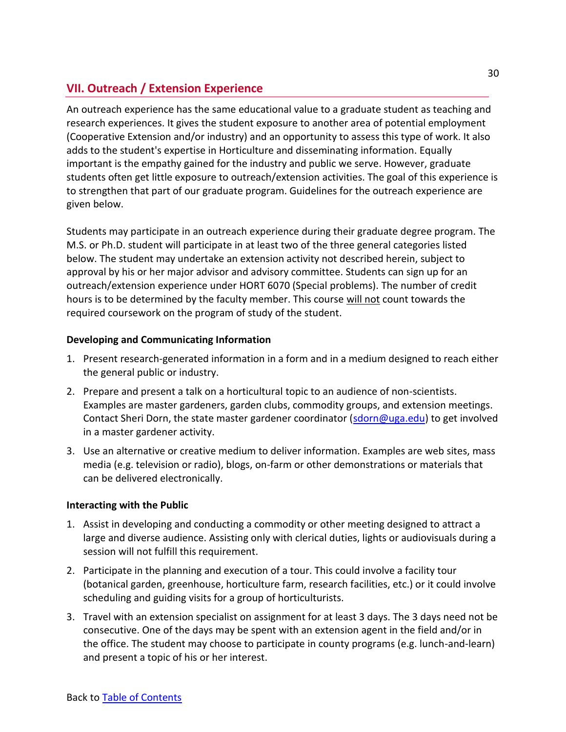## VII. Outreach / Extension Experience

An outreach experience has the same educational value to a graduate student as teaching and research experiences. It gives the student exposure to another area of potential employment (Cooperative Extension and/or industry) and an opportunity to assess this type of work. It also adds to the student's expertise in Horticulture and disseminating information. Equally important is the empathy gained for the industry and public we serve. However, graduate students often get little exposure to outreach/extension activities. The goal of this experience is to strengthen that part of our graduate program. Guidelines for the outreach experience are given below.

Students may participate in an outreach experience during their graduate degree program. The M.S. or Ph.D. student will participate in at least two of the three general categories listed below. The student may undertake an extension activity not described herein, subject to approval by his or her major advisor and advisory committee. Students can sign up for an outreach/extension experience under HORT 6070 (Special problems). The number of credit hours is to be determined by the faculty member. This course will not count towards the required coursework on the program of study of the student.

**Developing and Communicating Information**

1. Present research-generated information in a form and in a medium designed to reach either the general public or industry.
2. Prepare and present a talk on a horticultural topic to an audience of non-scientists. Examples are master gardeners, garden clubs, commodity groups, and extension meetings. Contact Sheri Dorn, the state master gardener coordinator (sdorn@uga.edu) to get involved in a master gardener activity.
3. Use an alternative or creative medium to deliver information. Examples are web sites, mass media (e.g. television or radio), blogs, on-farm or other demonstrations or materials that can be delivered electronically.

**Interacting with the Public**

1. Assist in developing and conducting a commodity or other meeting designed to attract a large and diverse audience. Assisting only with clerical duties, lights or audiovisuals during a session will not fulfill this requirement.
2. Participate in the planning and execution of a tour. This could involve a facility tour (botanical garden, greenhouse, horticulture farm, research facilities, etc.) or it could involve scheduling and guiding visits for a group of horticulturists.
3. Travel with an extension specialist on assignment for at least 3 days. The 3 days need not be consecutive. One of the days may be spent with an extension agent in the field and/or in the office. The student may choose to participate in county programs (e.g. lunch-and-learn) and present a topic of his or her interest.

Back to Table of Contents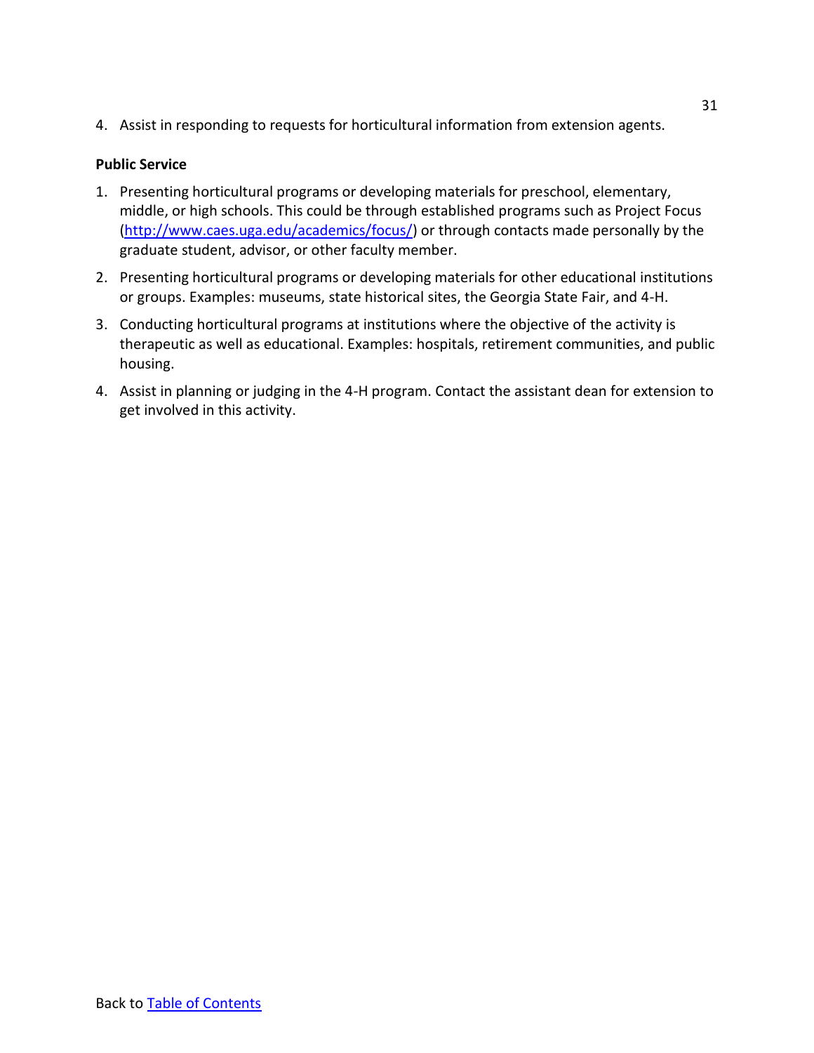4. Assist in responding to requests for horticultural information from extension agents.

**Public Service**

1. Presenting horticultural programs or developing materials for preschool, elementary, middle, or high schools. This could be through established programs such as Project Focus (http://www.caes.uga.edu/academics/focus/) or through contacts made personally by the graduate student, advisor, or other faculty member.
2. Presenting horticultural programs or developing materials for other educational institutions or groups. Examples: museums, state historical sites, the Georgia State Fair, and 4-H.
3. Conducting horticultural programs at institutions where the objective of the activity is therapeutic as well as educational. Examples: hospitals, retirement communities, and public housing.
4. Assist in planning or judging in the 4-H program. Contact the assistant dean for extension to get involved in this activity.

Back to Table of Contents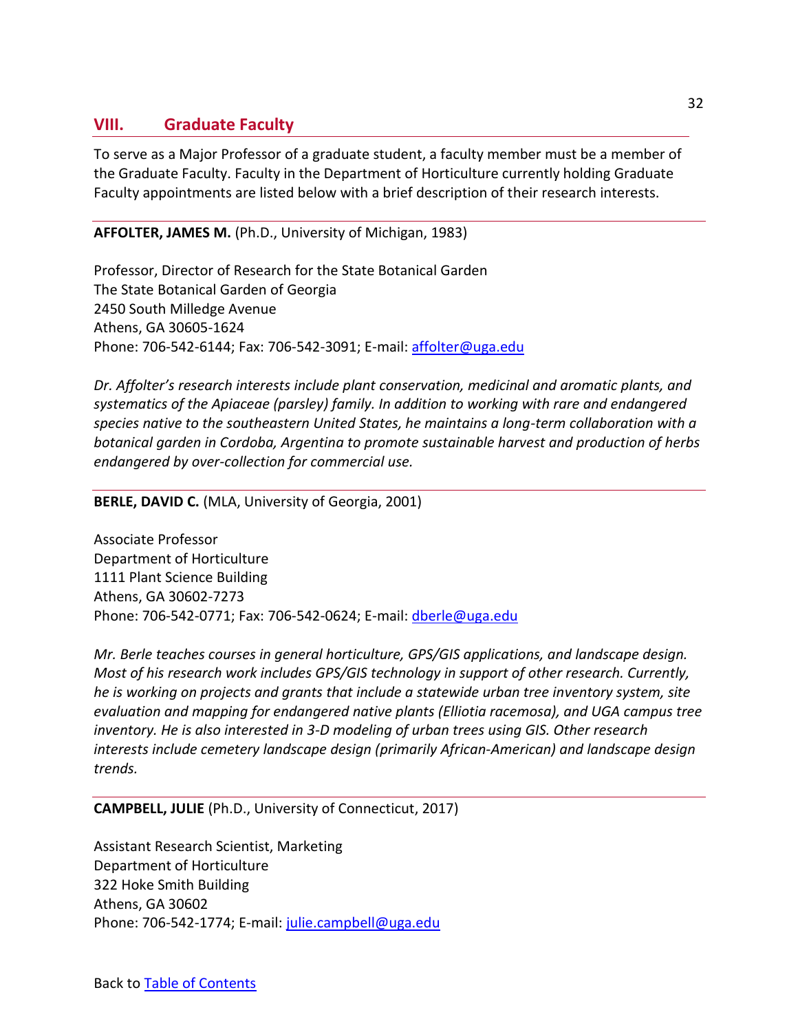## VIII. Graduate Faculty

To serve as a Major Professor of a graduate student, a faculty member must be a member of the Graduate Faculty. Faculty in the Department of Horticulture currently holding Graduate Faculty appointments are listed below with a brief description of their research interests.

---

**AFFOLTER, JAMES M.** (Ph.D., University of Michigan, 1983)

Professor, Director of Research for the State Botanical Garden
The State Botanical Garden of Georgia
2450 South Milledge Avenue
Athens, GA 30605-1624
Phone: 706-542-6144; Fax: 706-542-3091; E-mail: [affolter@uga.edu](mailto:affolter@uga.edu)

*Dr. Affolter's research interests include plant conservation, medicinal and aromatic plants, and systematics of the Apiaceae (parsley) family. In addition to working with rare and endangered species native to the southeastern United States, he maintains a long-term collaboration with a botanical garden in Cordoba, Argentina to promote sustainable harvest and production of herbs endangered by over-collection for commercial use.*

---

**BERLE, DAVID C.** (MLA, University of Georgia, 2001)

Associate Professor
Department of Horticulture
1111 Plant Science Building
Athens, GA 30602-7273
Phone: 706-542-0771; Fax: 706-542-0624; E-mail: [dberle@uga.edu](mailto:dberle@uga.edu)

*Mr. Berle teaches courses in general horticulture, GPS/GIS applications, and landscape design. Most of his research work includes GPS/GIS technology in support of other research. Currently, he is working on projects and grants that include a statewide urban tree inventory system, site evaluation and mapping for endangered native plants (Elliotia racemosa), and UGA campus tree inventory. He is also interested in 3-D modeling of urban trees using GIS. Other research interests include cemetery landscape design (primarily African-American) and landscape design trends.*

---

**CAMPBELL, JULIE** (Ph.D., University of Connecticut, 2017)

Assistant Research Scientist, Marketing
Department of Horticulture
322 Hoke Smith Building
Athens, GA 30602
Phone: 706-542-1774; E-mail: [julie.campbell@uga.edu](mailto:julie.campbell@uga.edu)

Back to Table of Contents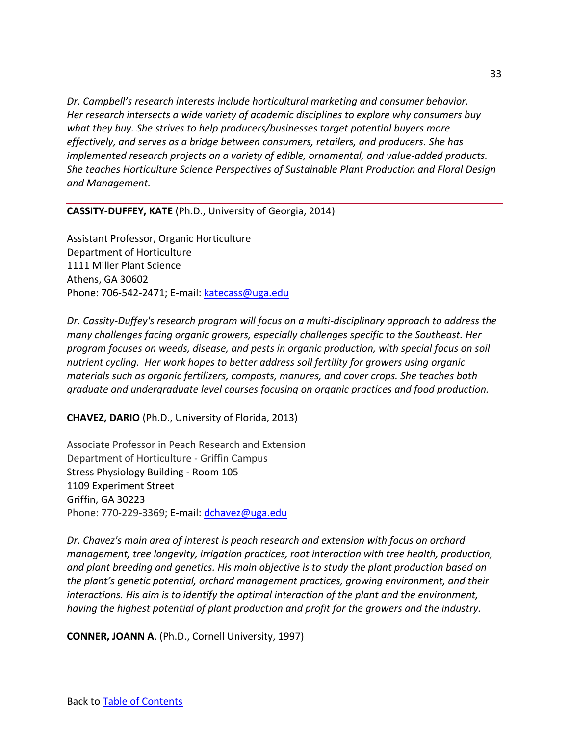*Dr. Campbell's research interests include horticultural marketing and consumer behavior. Her research intersects a wide variety of academic disciplines to explore why consumers buy what they buy. She strives to help producers/businesses target potential buyers more effectively, and serves as a bridge between consumers, retailers, and producers. She has implemented research projects on a variety of edible, ornamental, and value-added products. She teaches Horticulture Science Perspectives of Sustainable Plant Production and Floral Design and Management.*

---

**CASSITY-DUFFEY, KATE** (Ph.D., University of Georgia, 2014)

Assistant Professor, Organic Horticulture
Department of Horticulture
1111 Miller Plant Science
Athens, GA 30602
Phone: 706-542-2471; E-mail: katecass@uga.edu

*Dr. Cassity-Duffey's research program will focus on a multi-disciplinary approach to address the many challenges facing organic growers, especially challenges specific to the Southeast. Her program focuses on weeds, disease, and pests in organic production, with special focus on soil nutrient cycling. Her work hopes to better address soil fertility for growers using organic materials such as organic fertilizers, composts, manures, and cover crops. She teaches both graduate and undergraduate level courses focusing on organic practices and food production.*

---

**CHAVEZ, DARIO** (Ph.D., University of Florida, 2013)

Associate Professor in Peach Research and Extension
Department of Horticulture - Griffin Campus
Stress Physiology Building - Room 105
1109 Experiment Street
Griffin, GA 30223
Phone: 770-229-3369; E-mail: dchavez@uga.edu

*Dr. Chavez's main area of interest is peach research and extension with focus on orchard management, tree longevity, irrigation practices, root interaction with tree health, production, and plant breeding and genetics. His main objective is to study the plant production based on the plant's genetic potential, orchard management practices, growing environment, and their interactions. His aim is to identify the optimal interaction of the plant and the environment, having the highest potential of plant production and profit for the growers and the industry.*

---

**CONNER, JOANN A**. (Ph.D., Cornell University, 1997)

Back to Table of Contents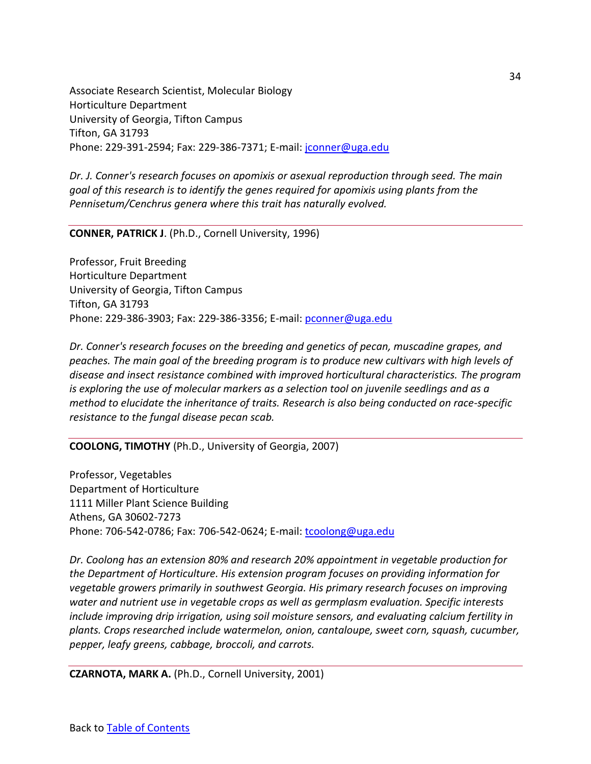Associate Research Scientist, Molecular Biology
Horticulture Department
University of Georgia, Tifton Campus
Tifton, GA 31793
Phone: 229-391-2594; Fax: 229-386-7371; E-mail: jconner@uga.edu

*Dr. J. Conner's research focuses on apomixis or asexual reproduction through seed. The main goal of this research is to identify the genes required for apomixis using plants from the Pennisetum/Cenchrus genera where this trait has naturally evolved.*

---

**CONNER, PATRICK J**. (Ph.D., Cornell University, 1996)

Professor, Fruit Breeding
Horticulture Department
University of Georgia, Tifton Campus
Tifton, GA 31793
Phone: 229-386-3903; Fax: 229-386-3356; E-mail: pconner@uga.edu

*Dr. Conner's research focuses on the breeding and genetics of pecan, muscadine grapes, and peaches. The main goal of the breeding program is to produce new cultivars with high levels of disease and insect resistance combined with improved horticultural characteristics. The program is exploring the use of molecular markers as a selection tool on juvenile seedlings and as a method to elucidate the inheritance of traits. Research is also being conducted on race-specific resistance to the fungal disease pecan scab.*

---

**COOLONG, TIMOTHY** (Ph.D., University of Georgia, 2007)

Professor, Vegetables
Department of Horticulture
1111 Miller Plant Science Building
Athens, GA 30602-7273
Phone: 706-542-0786; Fax: 706-542-0624; E-mail: tcoolong@uga.edu

*Dr. Coolong has an extension 80% and research 20% appointment in vegetable production for the Department of Horticulture. His extension program focuses on providing information for vegetable growers primarily in southwest Georgia. His primary research focuses on improving water and nutrient use in vegetable crops as well as germplasm evaluation. Specific interests include improving drip irrigation, using soil moisture sensors, and evaluating calcium fertility in plants. Crops researched include watermelon, onion, cantaloupe, sweet corn, squash, cucumber, pepper, leafy greens, cabbage, broccoli, and carrots.*

---

**CZARNOTA, MARK A.** (Ph.D., Cornell University, 2001)

Back to Table of Contents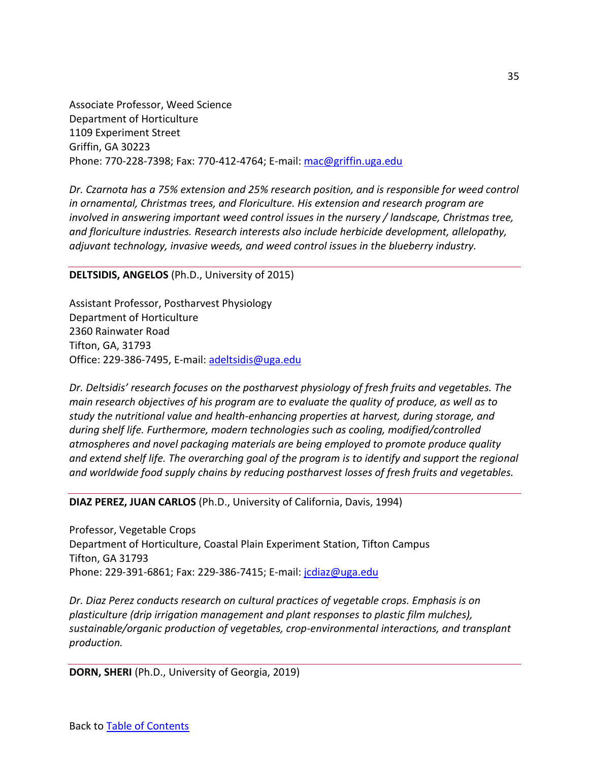Associate Professor, Weed Science
Department of Horticulture
1109 Experiment Street
Griffin, GA 30223
Phone: 770-228-7398; Fax: 770-412-4764; E-mail: [mac@griffin.uga.edu](mailto:mac@griffin.uga.edu)

*Dr. Czarnota has a 75% extension and 25% research position, and is responsible for weed control in ornamental, Christmas trees, and Floriculture. His extension and research program are involved in answering important weed control issues in the nursery / landscape, Christmas tree, and floriculture industries. Research interests also include herbicide development, allelopathy, adjuvant technology, invasive weeds, and weed control issues in the blueberry industry.*

---

**DELTSIDIS, ANGELOS** (Ph.D., University of 2015)

Assistant Professor, Postharvest Physiology
Department of Horticulture
2360 Rainwater Road
Tifton, GA, 31793
Office: 229-386-7495, E-mail: [adeltsidis@uga.edu](mailto:adeltsidis@uga.edu)

*Dr. Deltsidis' research focuses on the postharvest physiology of fresh fruits and vegetables. The main research objectives of his program are to evaluate the quality of produce, as well as to study the nutritional value and health-enhancing properties at harvest, during storage, and during shelf life. Furthermore, modern technologies such as cooling, modified/controlled atmospheres and novel packaging materials are being employed to promote produce quality and extend shelf life. The overarching goal of the program is to identify and support the regional and worldwide food supply chains by reducing postharvest losses of fresh fruits and vegetables.*

---

**DIAZ PEREZ, JUAN CARLOS** (Ph.D., University of California, Davis, 1994)

Professor, Vegetable Crops
Department of Horticulture, Coastal Plain Experiment Station, Tifton Campus
Tifton, GA 31793
Phone: 229-391-6861; Fax: 229-386-7415; E-mail: [jcdiaz@uga.edu](mailto:jcdiaz@uga.edu)

*Dr. Diaz Perez conducts research on cultural practices of vegetable crops. Emphasis is on plasticulture (drip irrigation management and plant responses to plastic film mulches), sustainable/organic production of vegetables, crop-environmental interactions, and transplant production.*

---

**DORN, SHERI** (Ph.D., University of Georgia, 2019)

Back to [Table of Contents]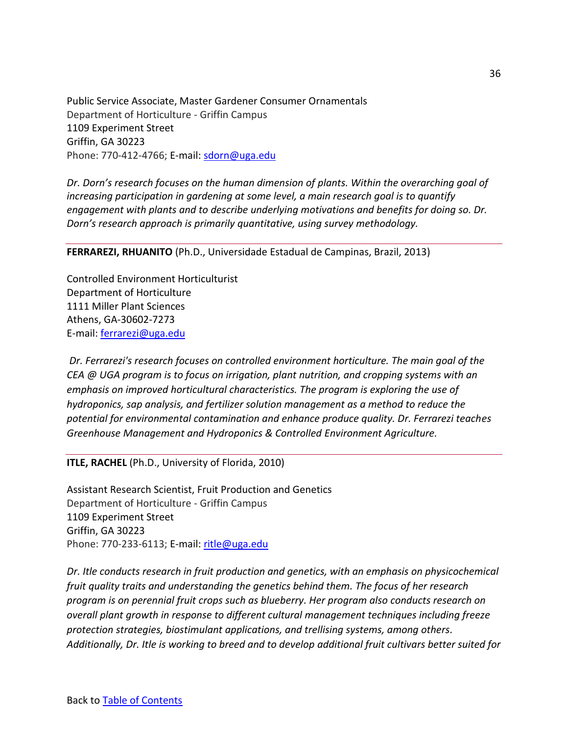Public Service Associate, Master Gardener Consumer Ornamentals
Department of Horticulture - Griffin Campus
1109 Experiment Street
Griffin, GA 30223
Phone: 770-412-4766; E-mail: [sdorn@uga.edu](mailto:sdorn@uga.edu)

*Dr. Dorn's research focuses on the human dimension of plants. Within the overarching goal of increasing participation in gardening at some level, a main research goal is to quantify engagement with plants and to describe underlying motivations and benefits for doing so. Dr. Dorn's research approach is primarily quantitative, using survey methodology.*

---

**FERRAREZI, RHUANITO** (Ph.D., Universidade Estadual de Campinas, Brazil, 2013)

Controlled Environment Horticulturist
Department of Horticulture
1111 Miller Plant Sciences
Athens, GA-30602-7273
E-mail: [ferrarezi@uga.edu](mailto:ferrarezi@uga.edu)

*Dr. Ferrarezi's research focuses on controlled environment horticulture. The main goal of the CEA @ UGA program is to focus on irrigation, plant nutrition, and cropping systems with an emphasis on improved horticultural characteristics. The program is exploring the use of hydroponics, sap analysis, and fertilizer solution management as a method to reduce the potential for environmental contamination and enhance produce quality. Dr. Ferrarezi teaches Greenhouse Management and Hydroponics & Controlled Environment Agriculture.*

---

**ITLE, RACHEL** (Ph.D., University of Florida, 2010)

Assistant Research Scientist, Fruit Production and Genetics
Department of Horticulture - Griffin Campus
1109 Experiment Street
Griffin, GA 30223
Phone: 770-233-6113; E-mail: [ritle@uga.edu](mailto:ritle@uga.edu)

*Dr. Itle conducts research in fruit production and genetics, with an emphasis on physicochemical fruit quality traits and understanding the genetics behind them. The focus of her research program is on perennial fruit crops such as blueberry. Her program also conducts research on overall plant growth in response to different cultural management techniques including freeze protection strategies, biostimulant applications, and trellising systems, among others. Additionally, Dr. Itle is working to breed and to develop additional fruit cultivars better suited for*

Back to [Table of Contents]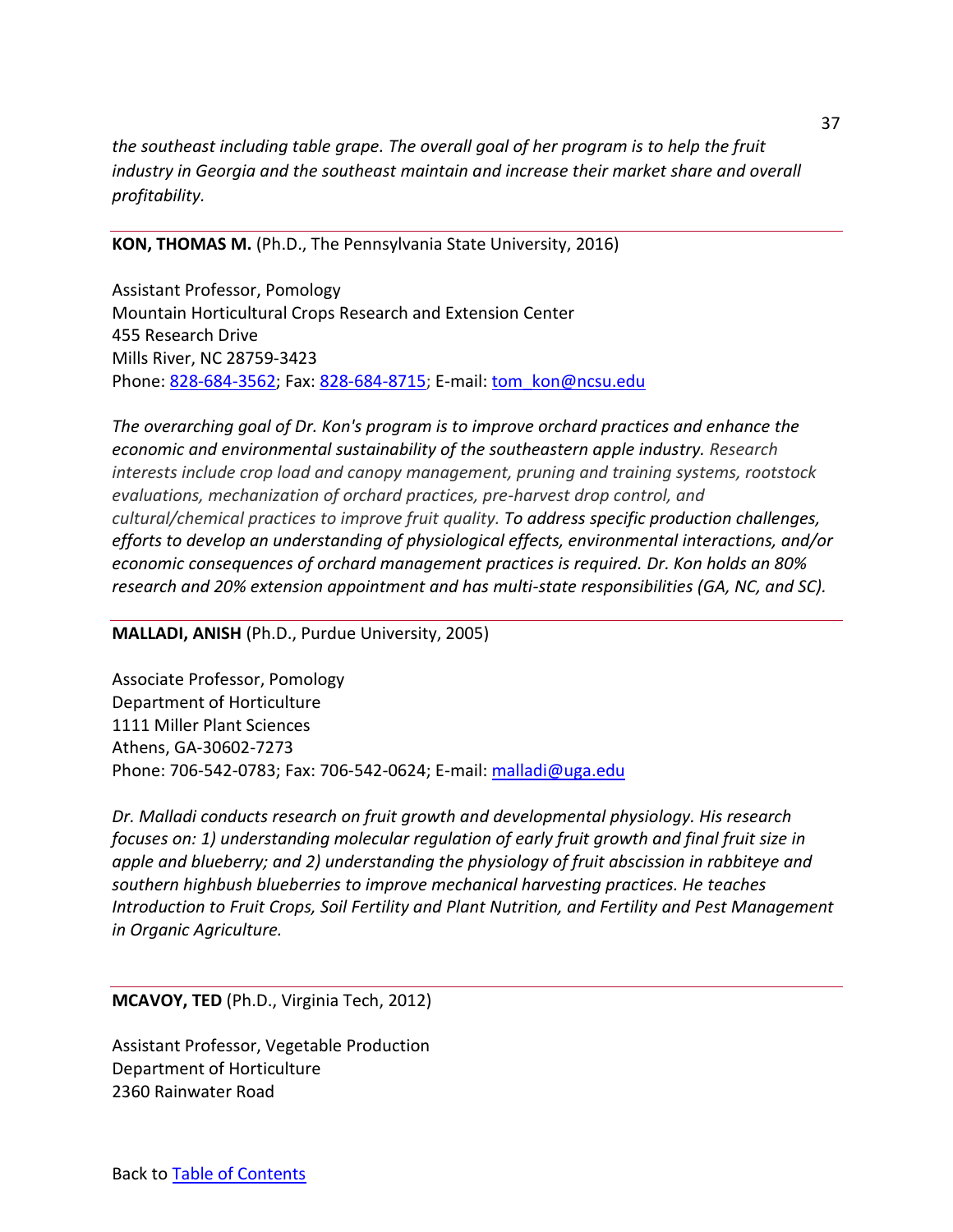*the southeast including table grape. The overall goal of her program is to help the fruit industry in Georgia and the southeast maintain and increase their market share and overall profitability.*

---

**KON, THOMAS M.** (Ph.D., The Pennsylvania State University, 2016)

Assistant Professor, Pomology
Mountain Horticultural Crops Research and Extension Center
455 Research Drive
Mills River, NC 28759-3423
Phone: 828-684-3562; Fax: 828-684-8715; E-mail: tom_kon@ncsu.edu

*The overarching goal of Dr. Kon's program is to improve orchard practices and enhance the economic and environmental sustainability of the southeastern apple industry. Research interests include crop load and canopy management, pruning and training systems, rootstock evaluations, mechanization of orchard practices, pre-harvest drop control, and cultural/chemical practices to improve fruit quality. To address specific production challenges, efforts to develop an understanding of physiological effects, environmental interactions, and/or economic consequences of orchard management practices is required. Dr. Kon holds an 80% research and 20% extension appointment and has multi-state responsibilities (GA, NC, and SC).*

---

**MALLADI, ANISH** (Ph.D., Purdue University, 2005)

Associate Professor, Pomology
Department of Horticulture
1111 Miller Plant Sciences
Athens, GA-30602-7273
Phone: 706-542-0783; Fax: 706-542-0624; E-mail: malladi@uga.edu

*Dr. Malladi conducts research on fruit growth and developmental physiology. His research focuses on: 1) understanding molecular regulation of early fruit growth and final fruit size in apple and blueberry; and 2) understanding the physiology of fruit abscission in rabbiteye and southern highbush blueberries to improve mechanical harvesting practices. He teaches Introduction to Fruit Crops, Soil Fertility and Plant Nutrition, and Fertility and Pest Management in Organic Agriculture.*

---

**MCAVOY, TED** (Ph.D., Virginia Tech, 2012)

Assistant Professor, Vegetable Production
Department of Horticulture
2360 Rainwater Road

Back to Table of Contents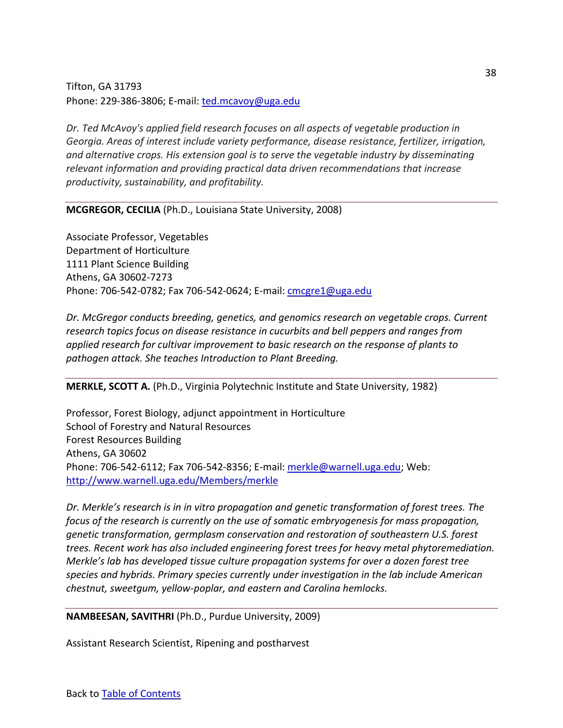Tifton, GA 31793
Phone: 229-386-3806; E-mail: [ted.mcavoy@uga.edu](mailto:ted.mcavoy@uga.edu)

*Dr. Ted McAvoy's applied field research focuses on all aspects of vegetable production in Georgia. Areas of interest include variety performance, disease resistance, fertilizer, irrigation, and alternative crops. His extension goal is to serve the vegetable industry by disseminating relevant information and providing practical data driven recommendations that increase productivity, sustainability, and profitability.*

---

**MCGREGOR, CECILIA** (Ph.D., Louisiana State University, 2008)

Associate Professor, Vegetables
Department of Horticulture
1111 Plant Science Building
Athens, GA 30602-7273
Phone: 706-542-0782; Fax 706-542-0624; E-mail: [cmcgre1@uga.edu](mailto:cmcgre1@uga.edu)

*Dr. McGregor conducts breeding, genetics, and genomics research on vegetable crops. Current research topics focus on disease resistance in cucurbits and bell peppers and ranges from applied research for cultivar improvement to basic research on the response of plants to pathogen attack. She teaches Introduction to Plant Breeding.*

---

**MERKLE, SCOTT A.** (Ph.D., Virginia Polytechnic Institute and State University, 1982)

Professor, Forest Biology, adjunct appointment in Horticulture
School of Forestry and Natural Resources
Forest Resources Building
Athens, GA 30602
Phone: 706-542-6112; Fax 706-542-8356; E-mail: [merkle@warnell.uga.edu](mailto:merkle@warnell.uga.edu); Web: [http://www.warnell.uga.edu/Members/merkle](http://www.warnell.uga.edu/Members/merkle)

*Dr. Merkle's research is in in vitro propagation and genetic transformation of forest trees. The focus of the research is currently on the use of somatic embryogenesis for mass propagation, genetic transformation, germplasm conservation and restoration of southeastern U.S. forest trees. Recent work has also included engineering forest trees for heavy metal phytoremediation. Merkle's lab has developed tissue culture propagation systems for over a dozen forest tree species and hybrids. Primary species currently under investigation in the lab include American chestnut, sweetgum, yellow-poplar, and eastern and Carolina hemlocks.*

---

**NAMBEESAN, SAVITHRI** (Ph.D., Purdue University, 2009)

Assistant Research Scientist, Ripening and postharvest

Back to Table of Contents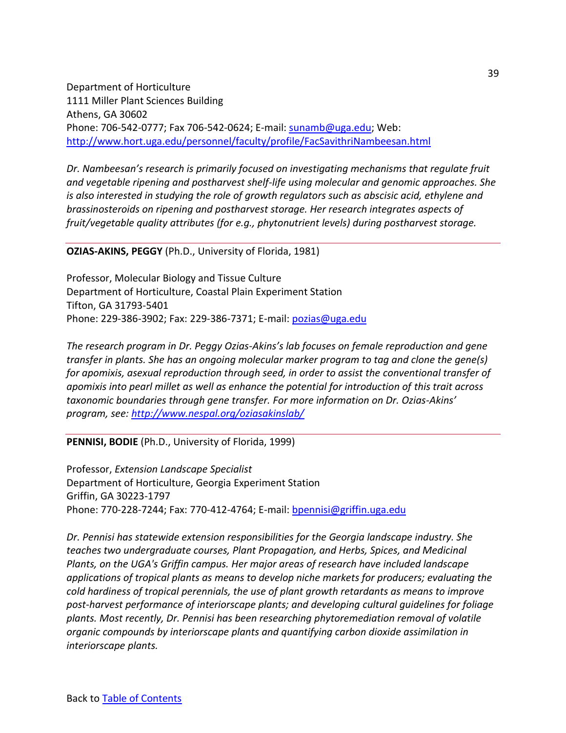Department of Horticulture
1111 Miller Plant Sciences Building
Athens, GA 30602
Phone: 706-542-0777; Fax 706-542-0624; E-mail: [sunamb@uga.edu](mailto:sunamb@uga.edu); Web: [http://www.hort.uga.edu/personnel/faculty/profile/FacSavithriNambeesan.html](http://www.hort.uga.edu/personnel/faculty/profile/FacSavithriNambeesan.html)

*Dr. Nambeesan's research is primarily focused on investigating mechanisms that regulate fruit and vegetable ripening and postharvest shelf-life using molecular and genomic approaches. She is also interested in studying the role of growth regulators such as abscisic acid, ethylene and brassinosteroids on ripening and postharvest storage. Her research integrates aspects of fruit/vegetable quality attributes (for e.g., phytonutrient levels) during postharvest storage.*

---

**OZIAS-AKINS, PEGGY** (Ph.D., University of Florida, 1981)

Professor, Molecular Biology and Tissue Culture
Department of Horticulture, Coastal Plain Experiment Station
Tifton, GA 31793-5401
Phone: 229-386-3902; Fax: 229-386-7371; E-mail: [pozias@uga.edu](mailto:pozias@uga.edu)

*The research program in Dr. Peggy Ozias-Akins's lab focuses on female reproduction and gene transfer in plants. She has an ongoing molecular marker program to tag and clone the gene(s) for apomixis, asexual reproduction through seed, in order to assist the conventional transfer of apomixis into pearl millet as well as enhance the potential for introduction of this trait across taxonomic boundaries through gene transfer. For more information on Dr. Ozias-Akins' program, see: [http://www.nespal.org/oziasakinslab/](http://www.nespal.org/oziasakinslab/)*

---

**PENNISI, BODIE** (Ph.D., University of Florida, 1999)

Professor, *Extension Landscape Specialist*
Department of Horticulture, Georgia Experiment Station
Griffin, GA 30223-1797
Phone: 770-228-7244; Fax: 770-412-4764; E-mail: [bpennisi@griffin.uga.edu](mailto:bpennisi@griffin.uga.edu)

*Dr. Pennisi has statewide extension responsibilities for the Georgia landscape industry. She teaches two undergraduate courses, Plant Propagation, and Herbs, Spices, and Medicinal Plants, on the UGA's Griffin campus. Her major areas of research have included landscape applications of tropical plants as means to develop niche markets for producers; evaluating the cold hardiness of tropical perennials, the use of plant growth retardants as means to improve post-harvest performance of interiorscape plants; and developing cultural guidelines for foliage plants. Most recently, Dr. Pennisi has been researching phytoremediation removal of volatile organic compounds by interiorscape plants and quantifying carbon dioxide assimilation in interiorscape plants.*

Back to [Table of Contents]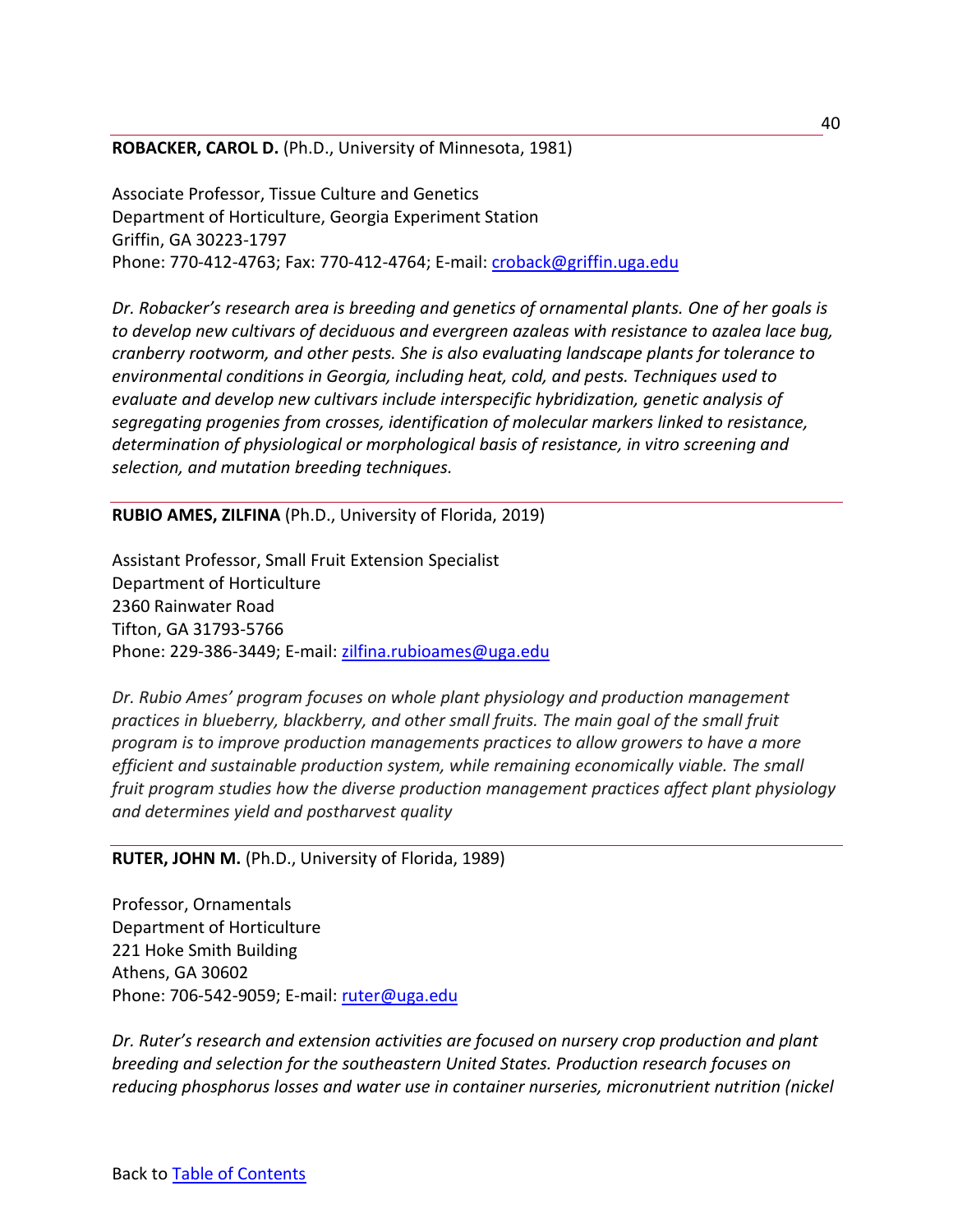**ROBACKER, CAROL D.** (Ph.D., University of Minnesota, 1981)

Associate Professor, Tissue Culture and Genetics
Department of Horticulture, Georgia Experiment Station
Griffin, GA 30223-1797
Phone: 770-412-4763; Fax: 770-412-4764; E-mail: croback@griffin.uga.edu

*Dr. Robacker's research area is breeding and genetics of ornamental plants. One of her goals is to develop new cultivars of deciduous and evergreen azaleas with resistance to azalea lace bug, cranberry rootworm, and other pests. She is also evaluating landscape plants for tolerance to environmental conditions in Georgia, including heat, cold, and pests. Techniques used to evaluate and develop new cultivars include interspecific hybridization, genetic analysis of segregating progenies from crosses, identification of molecular markers linked to resistance, determination of physiological or morphological basis of resistance, in vitro screening and selection, and mutation breeding techniques.*

---

**RUBIO AMES, ZILFINA** (Ph.D., University of Florida, 2019)

Assistant Professor, Small Fruit Extension Specialist
Department of Horticulture
2360 Rainwater Road
Tifton, GA 31793-5766
Phone: 229-386-3449; E-mail: zilfina.rubioames@uga.edu

*Dr. Rubio Ames' program focuses on whole plant physiology and production management practices in blueberry, blackberry, and other small fruits. The main goal of the small fruit program is to improve production managements practices to allow growers to have a more efficient and sustainable production system, while remaining economically viable. The small fruit program studies how the diverse production management practices affect plant physiology and determines yield and postharvest quality*

---

**RUTER, JOHN M.** (Ph.D., University of Florida, 1989)

Professor, Ornamentals
Department of Horticulture
221 Hoke Smith Building
Athens, GA 30602
Phone: 706-542-9059; E-mail: ruter@uga.edu

*Dr. Ruter's research and extension activities are focused on nursery crop production and plant breeding and selection for the southeastern United States. Production research focuses on reducing phosphorus losses and water use in container nurseries, micronutrient nutrition (nickel*

Back to Table of Contents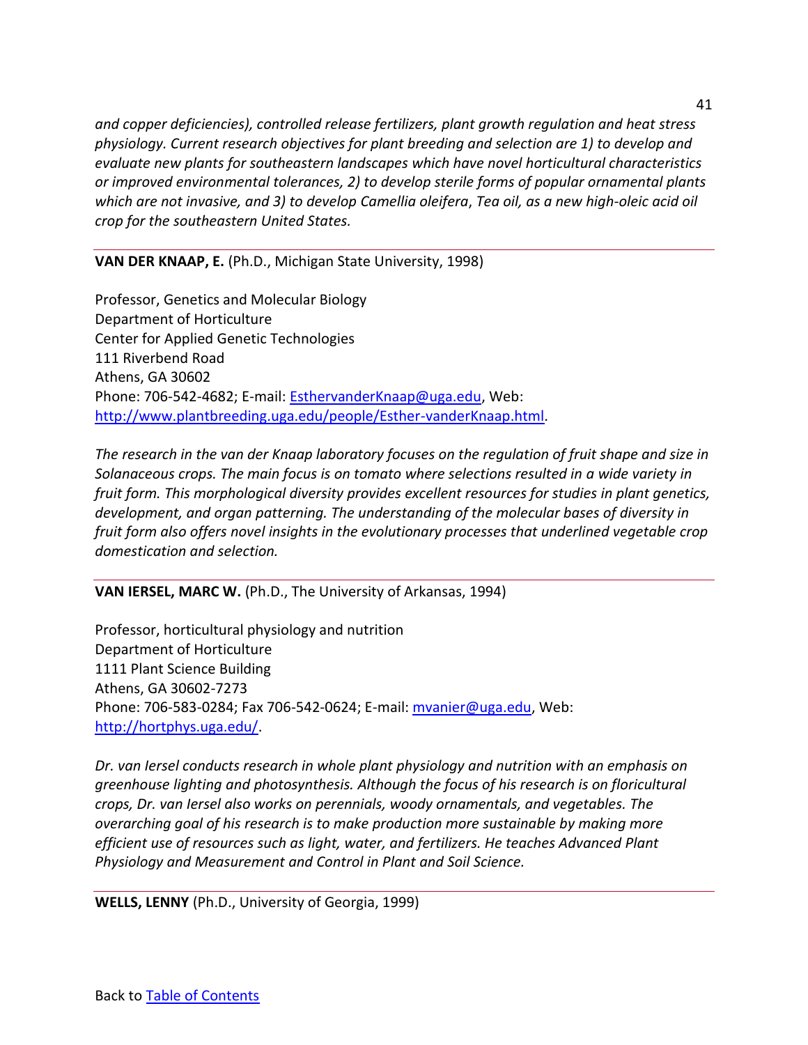*and copper deficiencies), controlled release fertilizers, plant growth regulation and heat stress physiology. Current research objectives for plant breeding and selection are 1) to develop and evaluate new plants for southeastern landscapes which have novel horticultural characteristics or improved environmental tolerances, 2) to develop sterile forms of popular ornamental plants which are not invasive, and 3) to develop Camellia oleifera, Tea oil, as a new high-oleic acid oil crop for the southeastern United States.*

---

**VAN DER KNAAP, E.** (Ph.D., Michigan State University, 1998)

Professor, Genetics and Molecular Biology
Department of Horticulture
Center for Applied Genetic Technologies
111 Riverbend Road
Athens, GA 30602
Phone: 706-542-4682; E-mail: [EsthervanderKnaap@uga.edu](mailto:EsthervanderKnaap@uga.edu), Web: [http://www.plantbreeding.uga.edu/people/Esther-vanderKnaap.html](http://www.plantbreeding.uga.edu/people/Esther-vanderKnaap.html).

*The research in the van der Knaap laboratory focuses on the regulation of fruit shape and size in Solanaceous crops. The main focus is on tomato where selections resulted in a wide variety in fruit form. This morphological diversity provides excellent resources for studies in plant genetics, development, and organ patterning. The understanding of the molecular bases of diversity in fruit form also offers novel insights in the evolutionary processes that underlined vegetable crop domestication and selection.*

---

**VAN IERSEL, MARC W.** (Ph.D., The University of Arkansas, 1994)

Professor, horticultural physiology and nutrition
Department of Horticulture
1111 Plant Science Building
Athens, GA 30602-7273
Phone: 706-583-0284; Fax 706-542-0624; E-mail: [mvanier@uga.edu](mailto:mvanier@uga.edu), Web: [http://hortphys.uga.edu/](http://hortphys.uga.edu/).

*Dr. van Iersel conducts research in whole plant physiology and nutrition with an emphasis on greenhouse lighting and photosynthesis. Although the focus of his research is on floricultural crops, Dr. van Iersel also works on perennials, woody ornamentals, and vegetables. The overarching goal of his research is to make production more sustainable by making more efficient use of resources such as light, water, and fertilizers. He teaches Advanced Plant Physiology and Measurement and Control in Plant and Soil Science.*

---

**WELLS, LENNY** (Ph.D., University of Georgia, 1999)

Back to Table of Contents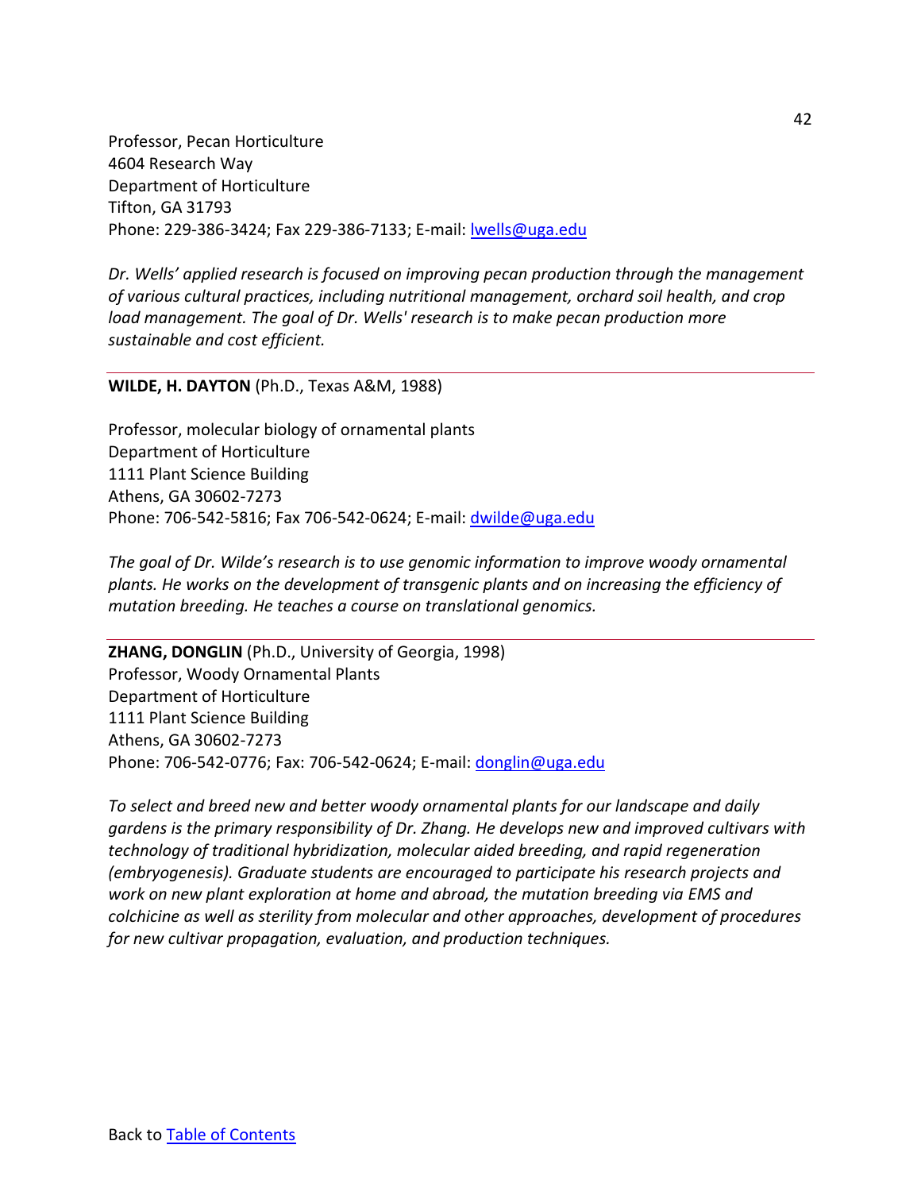Professor, Pecan Horticulture
4604 Research Way
Department of Horticulture
Tifton, GA 31793
Phone: 229-386-3424; Fax 229-386-7133; E-mail: [lwells@uga.edu](mailto:lwells@uga.edu)

*Dr. Wells' applied research is focused on improving pecan production through the management of various cultural practices, including nutritional management, orchard soil health, and crop load management. The goal of Dr. Wells' research is to make pecan production more sustainable and cost efficient.*

---

**WILDE, H. DAYTON** (Ph.D., Texas A&M, 1988)

Professor, molecular biology of ornamental plants
Department of Horticulture
1111 Plant Science Building
Athens, GA 30602-7273
Phone: 706-542-5816; Fax 706-542-0624; E-mail: [dwilde@uga.edu](mailto:dwilde@uga.edu)

*The goal of Dr. Wilde's research is to use genomic information to improve woody ornamental plants. He works on the development of transgenic plants and on increasing the efficiency of mutation breeding. He teaches a course on translational genomics.*

---

**ZHANG, DONGLIN** (Ph.D., University of Georgia, 1998)
Professor, Woody Ornamental Plants
Department of Horticulture
1111 Plant Science Building
Athens, GA 30602-7273
Phone: 706-542-0776; Fax: 706-542-0624; E-mail: [donglin@uga.edu](mailto:donglin@uga.edu)

*To select and breed new and better woody ornamental plants for our landscape and daily gardens is the primary responsibility of Dr. Zhang. He develops new and improved cultivars with technology of traditional hybridization, molecular aided breeding, and rapid regeneration (embryogenesis). Graduate students are encouraged to participate his research projects and work on new plant exploration at home and abroad, the mutation breeding via EMS and colchicine as well as sterility from molecular and other approaches, development of procedures for new cultivar propagation, evaluation, and production techniques.*

Back to Table of Contents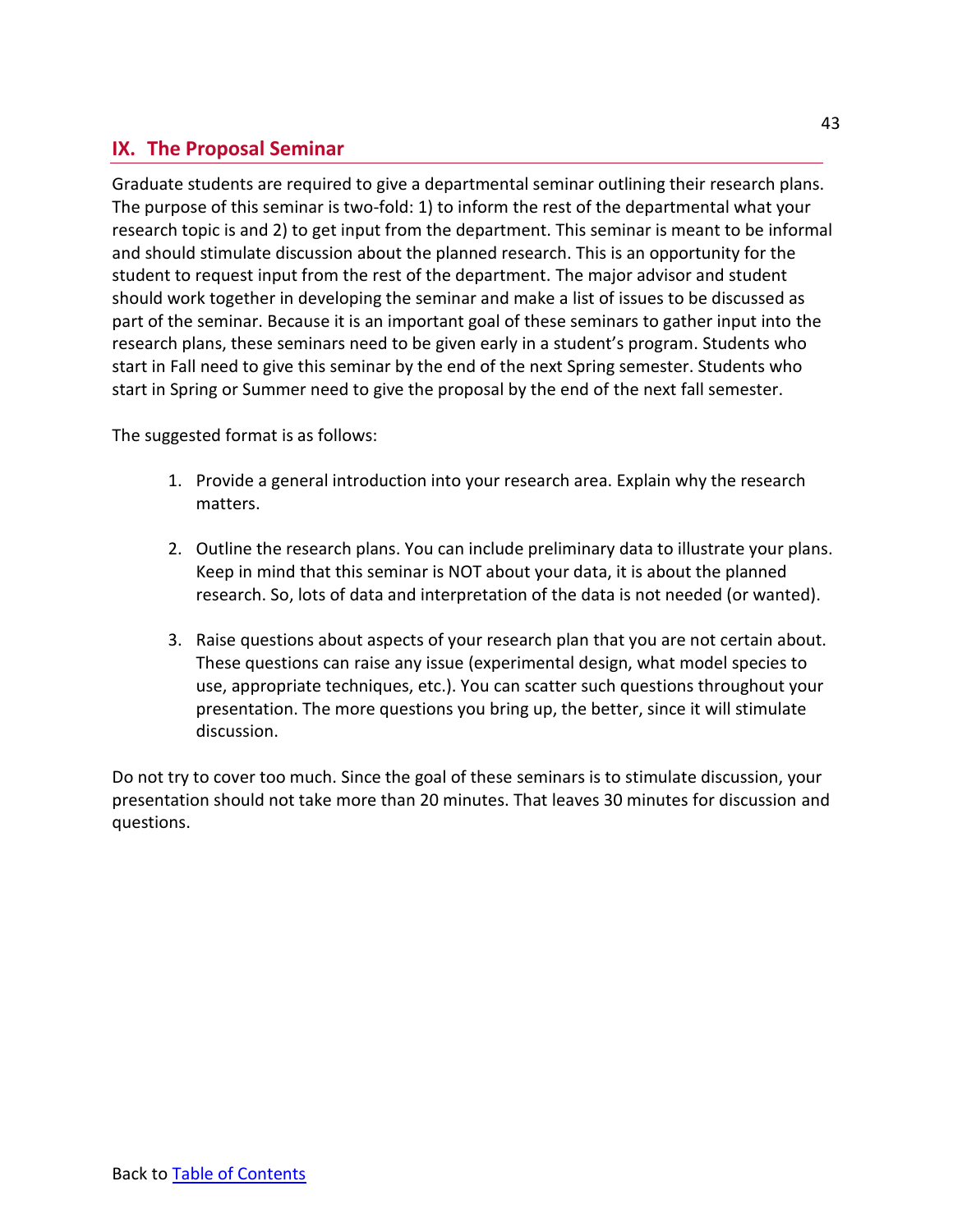## IX. The Proposal Seminar

Graduate students are required to give a departmental seminar outlining their research plans. The purpose of this seminar is two-fold: 1) to inform the rest of the departmental what your research topic is and 2) to get input from the department. This seminar is meant to be informal and should stimulate discussion about the planned research. This is an opportunity for the student to request input from the rest of the department. The major advisor and student should work together in developing the seminar and make a list of issues to be discussed as part of the seminar. Because it is an important goal of these seminars to gather input into the research plans, these seminars need to be given early in a student's program. Students who start in Fall need to give this seminar by the end of the next Spring semester. Students who start in Spring or Summer need to give the proposal by the end of the next fall semester.

The suggested format is as follows:

1. Provide a general introduction into your research area. Explain why the research matters.

2. Outline the research plans. You can include preliminary data to illustrate your plans. Keep in mind that this seminar is NOT about your data, it is about the planned research. So, lots of data and interpretation of the data is not needed (or wanted).

3. Raise questions about aspects of your research plan that you are not certain about. These questions can raise any issue (experimental design, what model species to use, appropriate techniques, etc.). You can scatter such questions throughout your presentation. The more questions you bring up, the better, since it will stimulate discussion.

Do not try to cover too much. Since the goal of these seminars is to stimulate discussion, your presentation should not take more than 20 minutes. That leaves 30 minutes for discussion and questions.

Back to Table of Contents